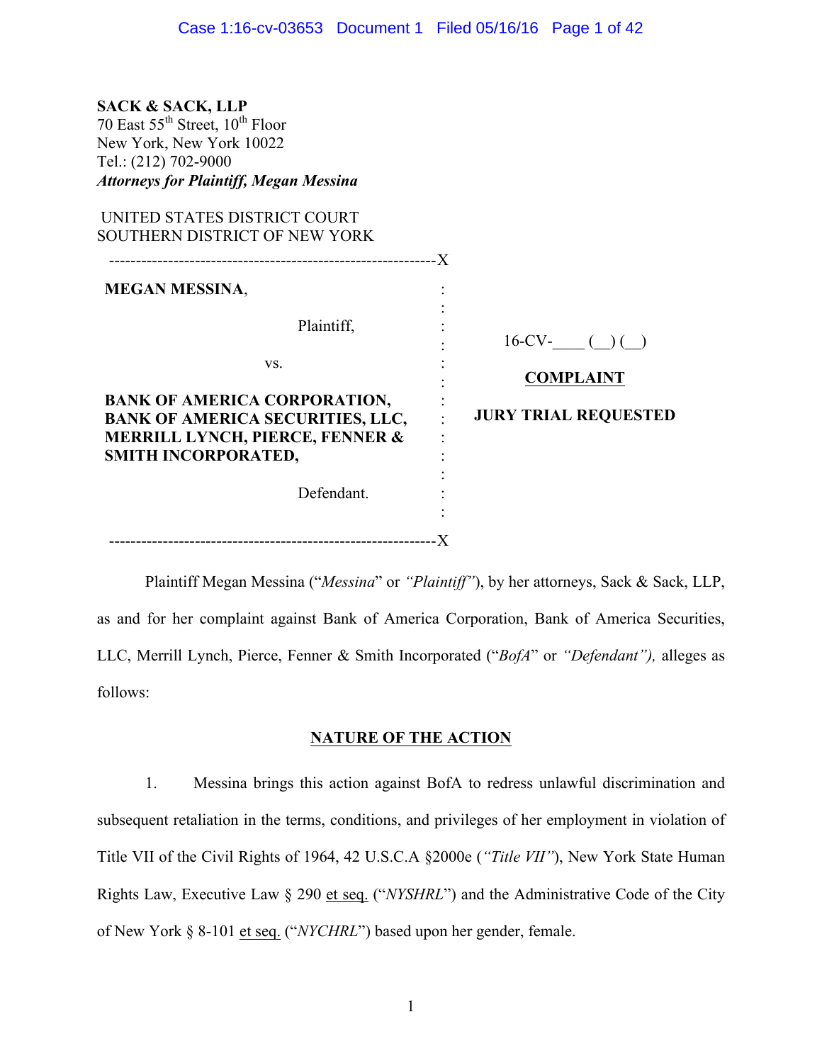**SACK & SACK, LLP**
70 East 55th Street, 10th Floor
New York, New York 10022
Tel.: (212) 702-9000
***Attorneys for Plaintiff, Megan Messina***

UNITED STATES DISTRICT COURT
SOUTHERN DISTRICT OF NEW YORK

| | |
|---|---|
| **MEGAN MESSINA**,<br><br>Plaintiff,<br><br>vs.<br><br>**BANK OF AMERICA CORPORATION, BANK OF AMERICA SECURITIES, LLC, MERRILL LYNCH, PIERCE, FENNER & SMITH INCORPORATED,**<br><br>Defendant. | 16-CV-____ (__) (__)<br><br>**COMPLAINT**<br><br>**JURY TRIAL REQUESTED** |

Plaintiff Megan Messina ("*Messina*" or *"Plaintiff"*), by her attorneys, Sack & Sack, LLP, as and for her complaint against Bank of America Corporation, Bank of America Securities, LLC, Merrill Lynch, Pierce, Fenner & Smith Incorporated ("*BofA*" or *"Defendant"),* alleges as follows:

## NATURE OF THE ACTION

1. Messina brings this action against BofA to redress unlawful discrimination and subsequent retaliation in the terms, conditions, and privileges of her employment in violation of Title VII of the Civil Rights of 1964, 42 U.S.C.A §2000e (*"Title VII"*), New York State Human Rights Law, Executive Law § 290 et seq. ("*NYSHRL*") and the Administrative Code of the City of New York § 8-101 et seq. ("*NYCHRL*") based upon her gender, female.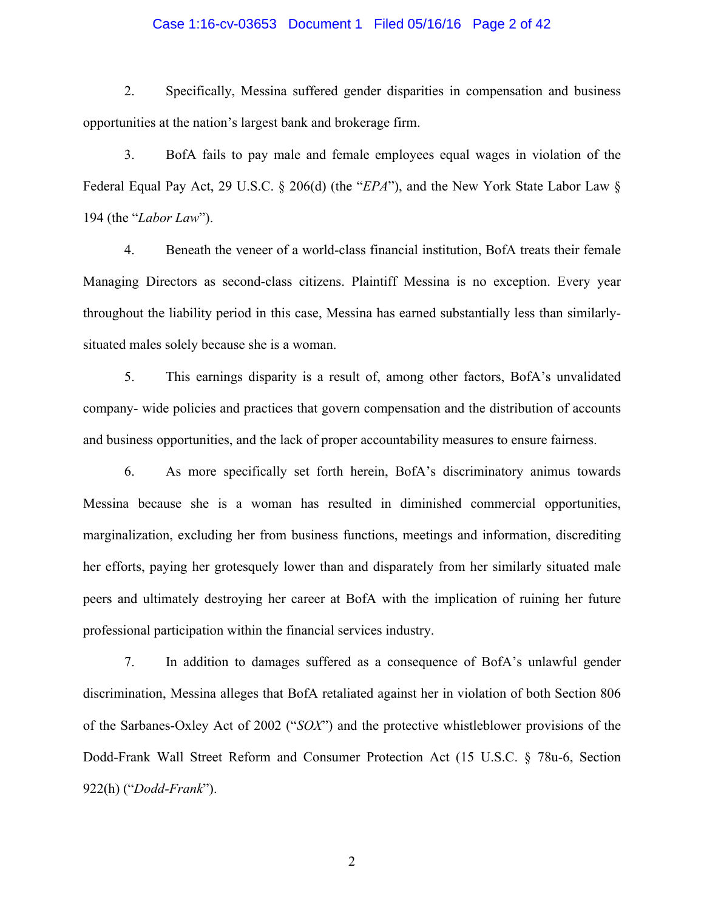2. Specifically, Messina suffered gender disparities in compensation and business opportunities at the nation's largest bank and brokerage firm.

3. BofA fails to pay male and female employees equal wages in violation of the Federal Equal Pay Act, 29 U.S.C. § 206(d) (the "*EPA*"), and the New York State Labor Law § 194 (the "*Labor Law*").

4. Beneath the veneer of a world-class financial institution, BofA treats their female Managing Directors as second-class citizens. Plaintiff Messina is no exception. Every year throughout the liability period in this case, Messina has earned substantially less than similarly-situated males solely because she is a woman.

5. This earnings disparity is a result of, among other factors, BofA's unvalidated company- wide policies and practices that govern compensation and the distribution of accounts and business opportunities, and the lack of proper accountability measures to ensure fairness.

6. As more specifically set forth herein, BofA's discriminatory animus towards Messina because she is a woman has resulted in diminished commercial opportunities, marginalization, excluding her from business functions, meetings and information, discrediting her efforts, paying her grotesquely lower than and disparately from her similarly situated male peers and ultimately destroying her career at BofA with the implication of ruining her future professional participation within the financial services industry.

7. In addition to damages suffered as a consequence of BofA's unlawful gender discrimination, Messina alleges that BofA retaliated against her in violation of both Section 806 of the Sarbanes-Oxley Act of 2002 ("*SOX*") and the protective whistleblower provisions of the Dodd-Frank Wall Street Reform and Consumer Protection Act (15 U.S.C. § 78u-6, Section 922(h) ("*Dodd-Frank*").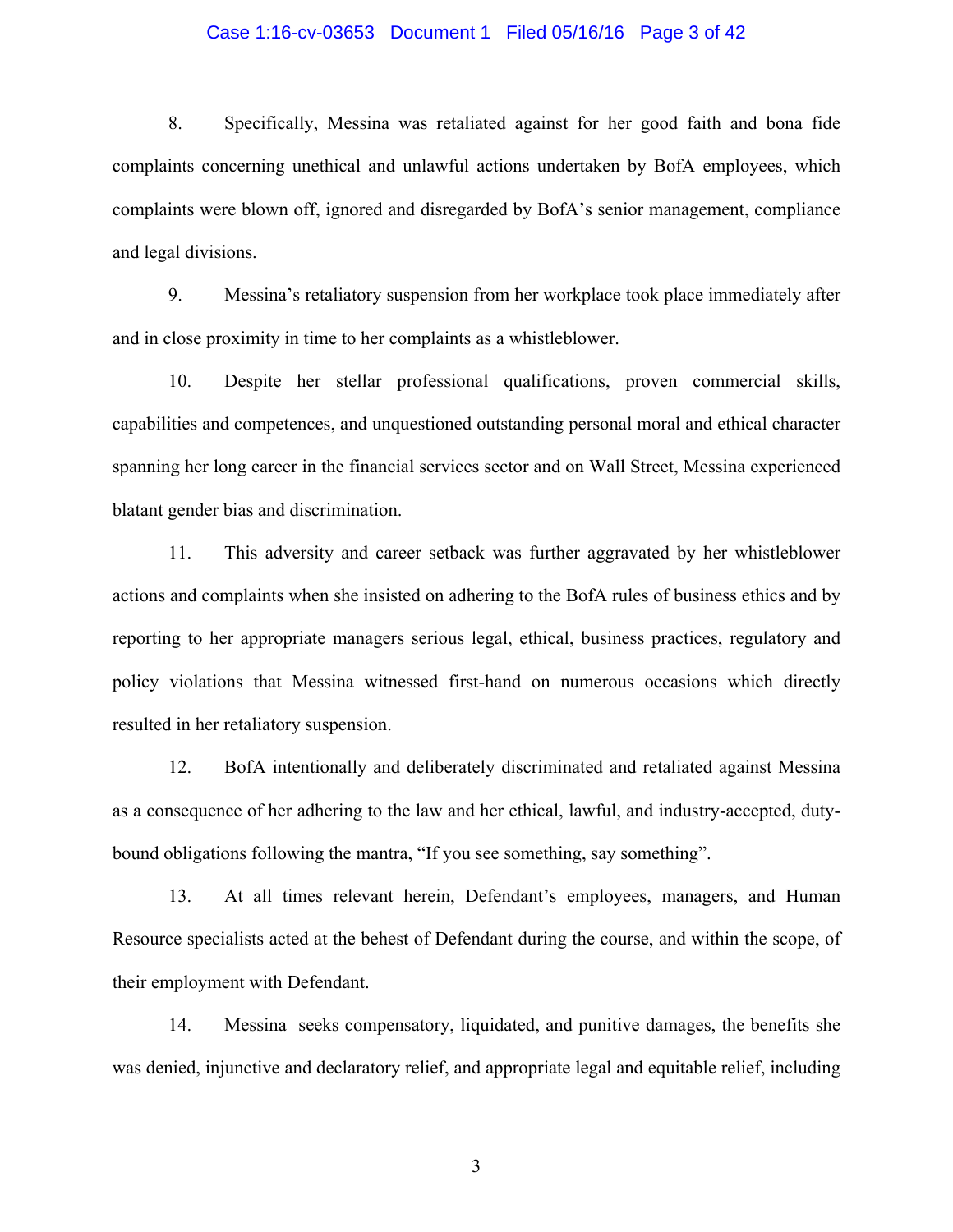8. Specifically, Messina was retaliated against for her good faith and bona fide complaints concerning unethical and unlawful actions undertaken by BofA employees, which complaints were blown off, ignored and disregarded by BofA's senior management, compliance and legal divisions.

9. Messina's retaliatory suspension from her workplace took place immediately after and in close proximity in time to her complaints as a whistleblower.

10. Despite her stellar professional qualifications, proven commercial skills, capabilities and competences, and unquestioned outstanding personal moral and ethical character spanning her long career in the financial services sector and on Wall Street, Messina experienced blatant gender bias and discrimination.

11. This adversity and career setback was further aggravated by her whistleblower actions and complaints when she insisted on adhering to the BofA rules of business ethics and by reporting to her appropriate managers serious legal, ethical, business practices, regulatory and policy violations that Messina witnessed first-hand on numerous occasions which directly resulted in her retaliatory suspension.

12. BofA intentionally and deliberately discriminated and retaliated against Messina as a consequence of her adhering to the law and her ethical, lawful, and industry-accepted, duty-bound obligations following the mantra, "If you see something, say something".

13. At all times relevant herein, Defendant's employees, managers, and Human Resource specialists acted at the behest of Defendant during the course, and within the scope, of their employment with Defendant.

14. Messina seeks compensatory, liquidated, and punitive damages, the benefits she was denied, injunctive and declaratory relief, and appropriate legal and equitable relief, including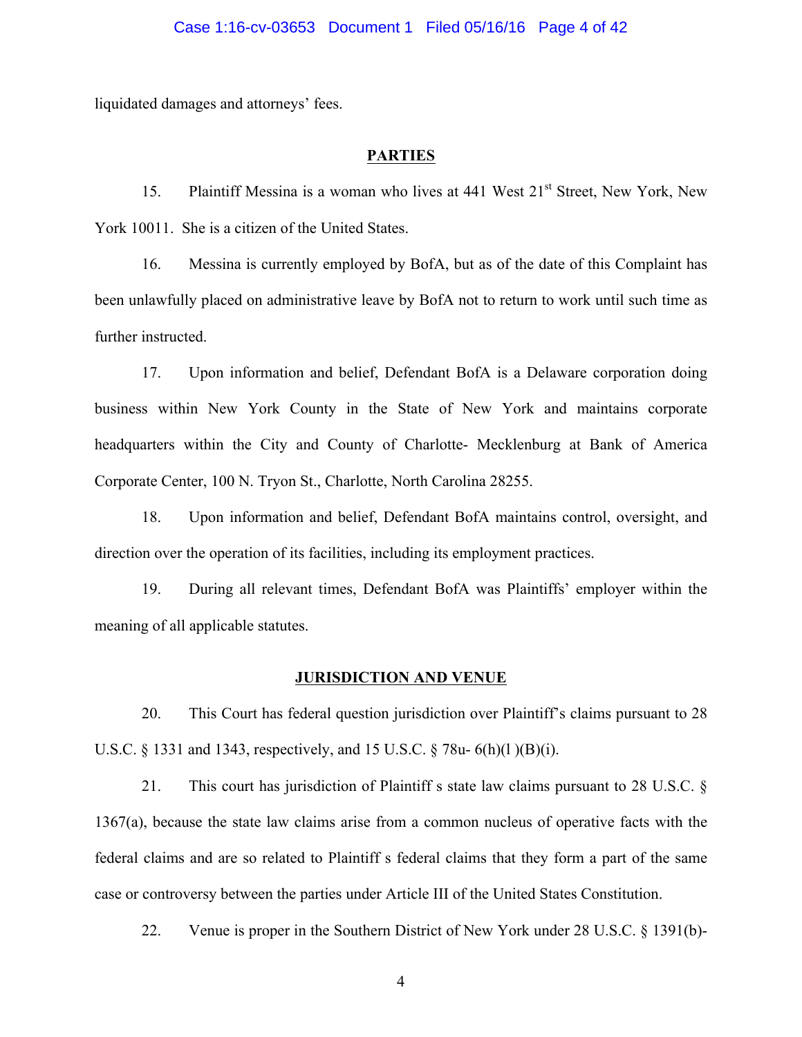liquidated damages and attorneys' fees.

## PARTIES

15. Plaintiff Messina is a woman who lives at 441 West 21st Street, New York, New York 10011. She is a citizen of the United States.

16. Messina is currently employed by BofA, but as of the date of this Complaint has been unlawfully placed on administrative leave by BofA not to return to work until such time as further instructed.

17. Upon information and belief, Defendant BofA is a Delaware corporation doing business within New York County in the State of New York and maintains corporate headquarters within the City and County of Charlotte- Mecklenburg at Bank of America Corporate Center, 100 N. Tryon St., Charlotte, North Carolina 28255.

18. Upon information and belief, Defendant BofA maintains control, oversight, and direction over the operation of its facilities, including its employment practices.

19. During all relevant times, Defendant BofA was Plaintiffs' employer within the meaning of all applicable statutes.

## JURISDICTION AND VENUE

20. This Court has federal question jurisdiction over Plaintiff's claims pursuant to 28 U.S.C. § 1331 and 1343, respectively, and 15 U.S.C. § 78u- 6(h)(l )(B)(i).

21. This court has jurisdiction of Plaintiff s state law claims pursuant to 28 U.S.C. § 1367(a), because the state law claims arise from a common nucleus of operative facts with the federal claims and are so related to Plaintiff s federal claims that they form a part of the same case or controversy between the parties under Article III of the United States Constitution.

22. Venue is proper in the Southern District of New York under 28 U.S.C. § 1391(b)-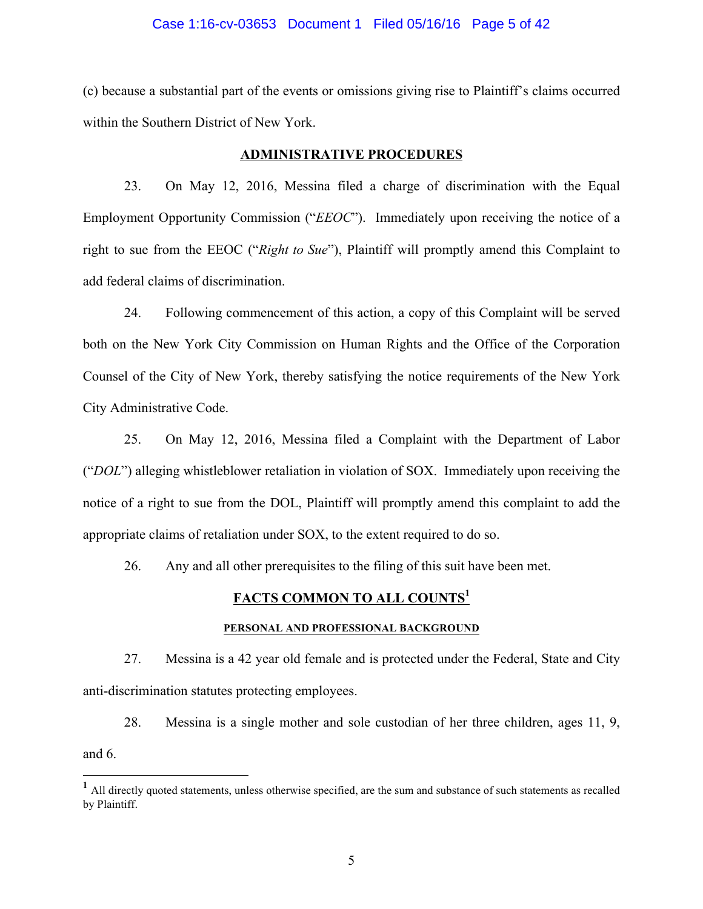(c) because a substantial part of the events or omissions giving rise to Plaintiff's claims occurred within the Southern District of New York.

## ADMINISTRATIVE PROCEDURES

23. On May 12, 2016, Messina filed a charge of discrimination with the Equal Employment Opportunity Commission ("*EEOC*"). Immediately upon receiving the notice of a right to sue from the EEOC ("*Right to Sue*"), Plaintiff will promptly amend this Complaint to add federal claims of discrimination.

24. Following commencement of this action, a copy of this Complaint will be served both on the New York City Commission on Human Rights and the Office of the Corporation Counsel of the City of New York, thereby satisfying the notice requirements of the New York City Administrative Code.

25. On May 12, 2016, Messina filed a Complaint with the Department of Labor ("*DOL*") alleging whistleblower retaliation in violation of SOX. Immediately upon receiving the notice of a right to sue from the DOL, Plaintiff will promptly amend this complaint to add the appropriate claims of retaliation under SOX, to the extent required to do so.

26. Any and all other prerequisites to the filing of this suit have been met.

## FACTS COMMON TO ALL COUNTS[1]

### PERSONAL AND PROFESSIONAL BACKGROUND

27. Messina is a 42 year old female and is protected under the Federal, State and City anti-discrimination statutes protecting employees.

28. Messina is a single mother and sole custodian of her three children, ages 11, 9, and 6.

---

[1] All directly quoted statements, unless otherwise specified, are the sum and substance of such statements as recalled by Plaintiff.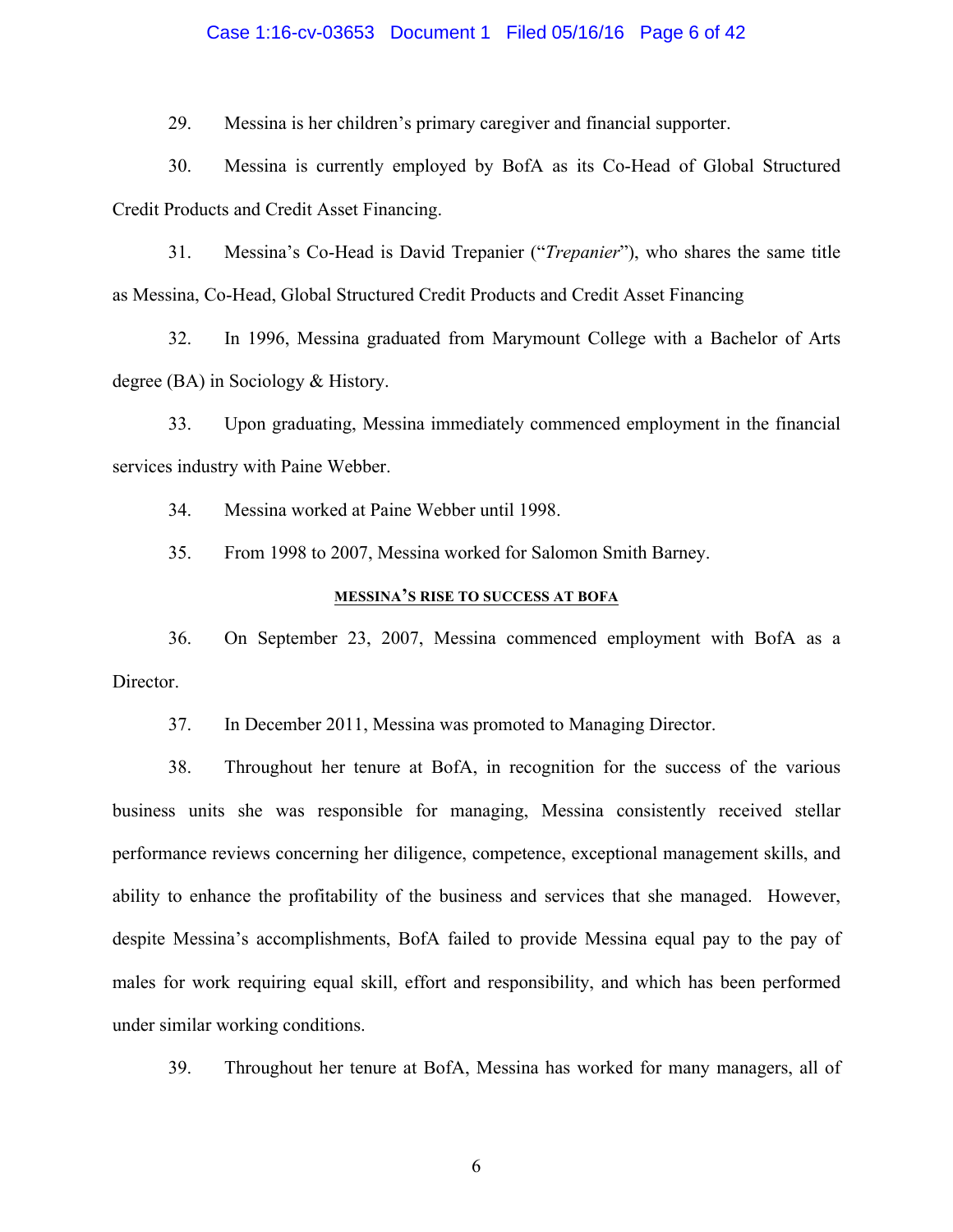29. Messina is her children's primary caregiver and financial supporter.

30. Messina is currently employed by BofA as its Co-Head of Global Structured Credit Products and Credit Asset Financing.

31. Messina's Co-Head is David Trepanier ("*Trepanier*"), who shares the same title as Messina, Co-Head, Global Structured Credit Products and Credit Asset Financing

32. In 1996, Messina graduated from Marymount College with a Bachelor of Arts degree (BA) in Sociology & History.

33. Upon graduating, Messina immediately commenced employment in the financial services industry with Paine Webber.

34. Messina worked at Paine Webber until 1998.

35. From 1998 to 2007, Messina worked for Salomon Smith Barney.

**MESSINA'S RISE TO SUCCESS AT BOFA**

36. On September 23, 2007, Messina commenced employment with BofA as a Director.

37. In December 2011, Messina was promoted to Managing Director.

38. Throughout her tenure at BofA, in recognition for the success of the various business units she was responsible for managing, Messina consistently received stellar performance reviews concerning her diligence, competence, exceptional management skills, and ability to enhance the profitability of the business and services that she managed. However, despite Messina's accomplishments, BofA failed to provide Messina equal pay to the pay of males for work requiring equal skill, effort and responsibility, and which has been performed under similar working conditions.

39. Throughout her tenure at BofA, Messina has worked for many managers, all of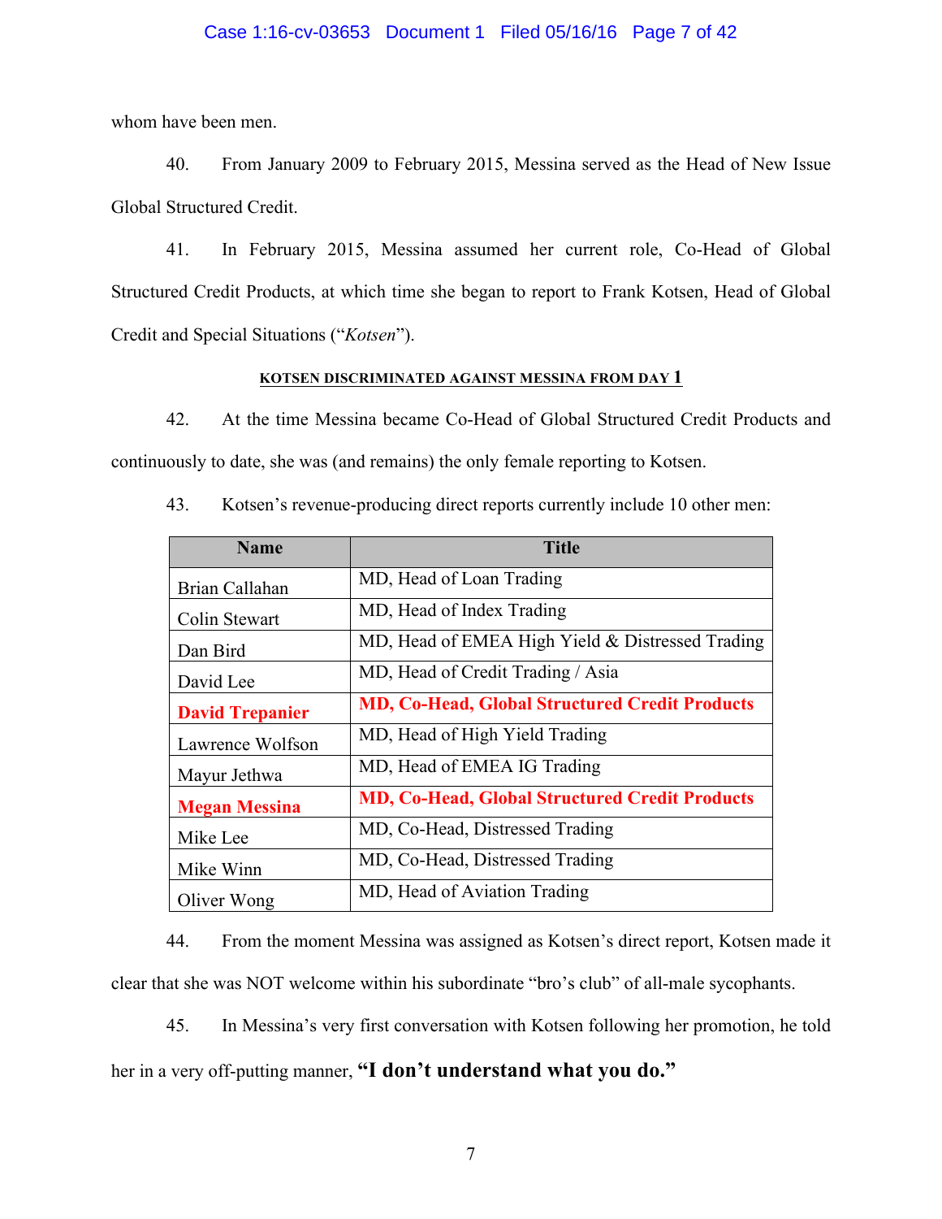whom have been men.

40. From January 2009 to February 2015, Messina served as the Head of New Issue Global Structured Credit.

41. In February 2015, Messina assumed her current role, Co-Head of Global Structured Credit Products, at which time she began to report to Frank Kotsen, Head of Global Credit and Special Situations ("*Kotsen*").

## KOTSEN DISCRIMINATED AGAINST MESSINA FROM DAY 1

42. At the time Messina became Co-Head of Global Structured Credit Products and continuously to date, she was (and remains) the only female reporting to Kotsen.

43. Kotsen's revenue-producing direct reports currently include 10 other men:

| Name | Title |
|---|---|
| Brian Callahan | MD, Head of Loan Trading |
| Colin Stewart | MD, Head of Index Trading |
| Dan Bird | MD, Head of EMEA High Yield & Distressed Trading |
| David Lee | MD, Head of Credit Trading / Asia |
| **David Trepanier** | **MD, Co-Head, Global Structured Credit Products** |
| Lawrence Wolfson | MD, Head of High Yield Trading |
| Mayur Jethwa | MD, Head of EMEA IG Trading |
| **Megan Messina** | **MD, Co-Head, Global Structured Credit Products** |
| Mike Lee | MD, Co-Head, Distressed Trading |
| Mike Winn | MD, Co-Head, Distressed Trading |
| Oliver Wong | MD, Head of Aviation Trading |

44. From the moment Messina was assigned as Kotsen's direct report, Kotsen made it clear that she was NOT welcome within his subordinate "bro's club" of all-male sycophants.

45. In Messina's very first conversation with Kotsen following her promotion, he told her in a very off-putting manner, **"I don't understand what you do."**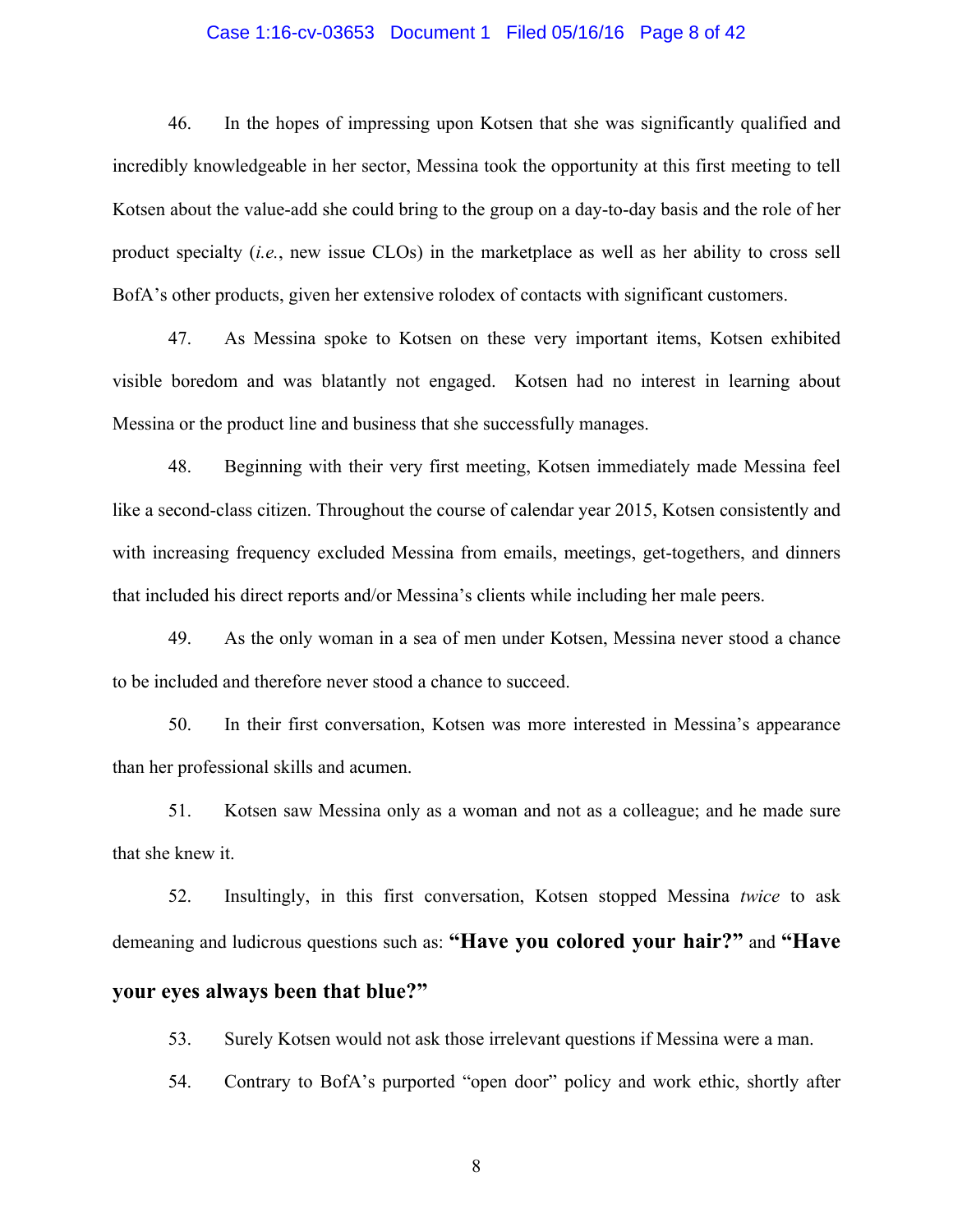46. In the hopes of impressing upon Kotsen that she was significantly qualified and incredibly knowledgeable in her sector, Messina took the opportunity at this first meeting to tell Kotsen about the value-add she could bring to the group on a day-to-day basis and the role of her product specialty (*i.e.*, new issue CLOs) in the marketplace as well as her ability to cross sell BofA's other products, given her extensive rolodex of contacts with significant customers.

47. As Messina spoke to Kotsen on these very important items, Kotsen exhibited visible boredom and was blatantly not engaged. Kotsen had no interest in learning about Messina or the product line and business that she successfully manages.

48. Beginning with their very first meeting, Kotsen immediately made Messina feel like a second-class citizen. Throughout the course of calendar year 2015, Kotsen consistently and with increasing frequency excluded Messina from emails, meetings, get-togethers, and dinners that included his direct reports and/or Messina's clients while including her male peers.

49. As the only woman in a sea of men under Kotsen, Messina never stood a chance to be included and therefore never stood a chance to succeed.

50. In their first conversation, Kotsen was more interested in Messina's appearance than her professional skills and acumen.

51. Kotsen saw Messina only as a woman and not as a colleague; and he made sure that she knew it.

52. Insultingly, in this first conversation, Kotsen stopped Messina *twice* to ask demeaning and ludicrous questions such as: **"Have you colored your hair?"** and **"Have your eyes always been that blue?"**

53. Surely Kotsen would not ask those irrelevant questions if Messina were a man.

54. Contrary to BofA's purported "open door" policy and work ethic, shortly after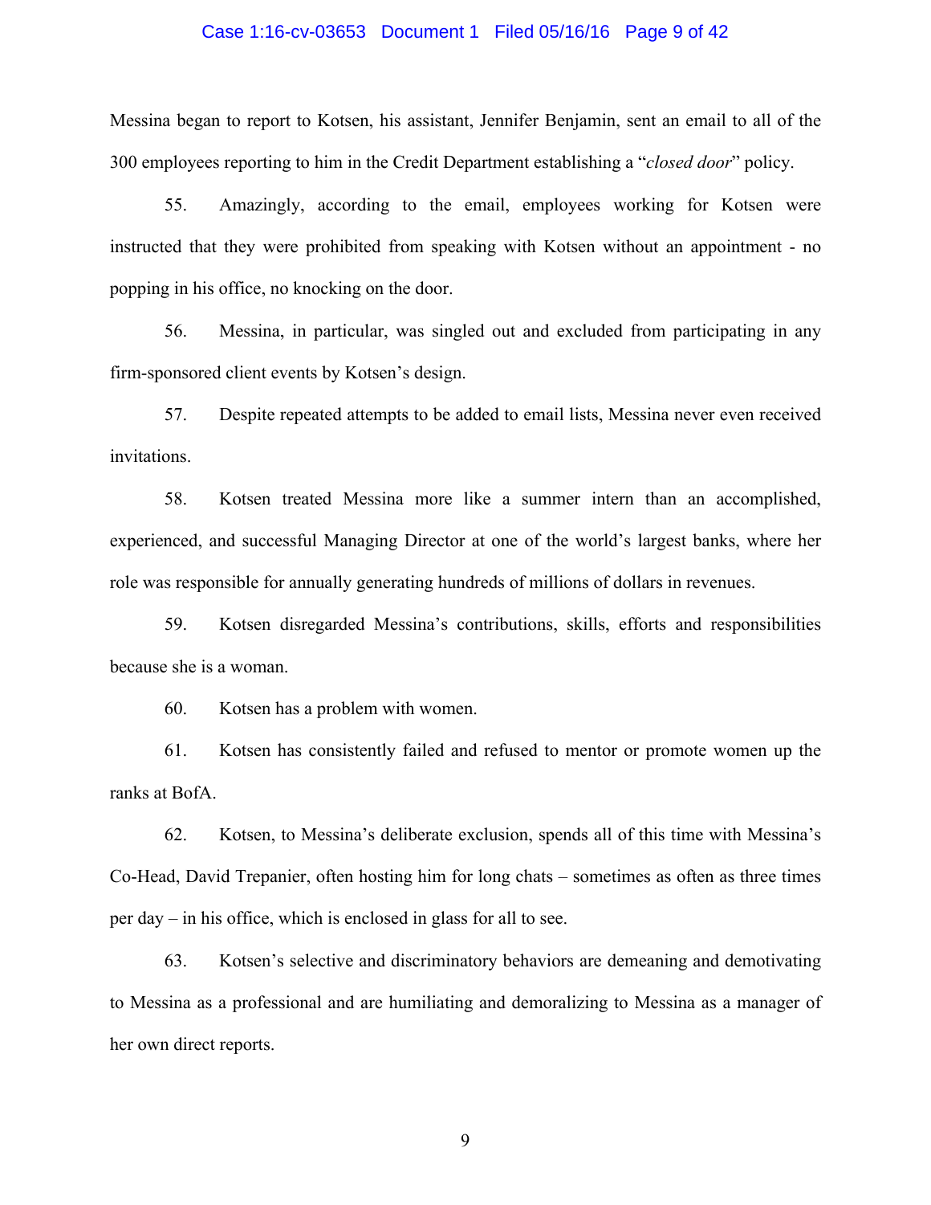Messina began to report to Kotsen, his assistant, Jennifer Benjamin, sent an email to all of the 300 employees reporting to him in the Credit Department establishing a "*closed door*" policy.

55. Amazingly, according to the email, employees working for Kotsen were instructed that they were prohibited from speaking with Kotsen without an appointment - no popping in his office, no knocking on the door.

56. Messina, in particular, was singled out and excluded from participating in any firm-sponsored client events by Kotsen's design.

57. Despite repeated attempts to be added to email lists, Messina never even received invitations.

58. Kotsen treated Messina more like a summer intern than an accomplished, experienced, and successful Managing Director at one of the world's largest banks, where her role was responsible for annually generating hundreds of millions of dollars in revenues.

59. Kotsen disregarded Messina's contributions, skills, efforts and responsibilities because she is a woman.

60. Kotsen has a problem with women.

61. Kotsen has consistently failed and refused to mentor or promote women up the ranks at BofA.

62. Kotsen, to Messina's deliberate exclusion, spends all of this time with Messina's Co-Head, David Trepanier, often hosting him for long chats – sometimes as often as three times per day – in his office, which is enclosed in glass for all to see.

63. Kotsen's selective and discriminatory behaviors are demeaning and demotivating to Messina as a professional and are humiliating and demoralizing to Messina as a manager of her own direct reports.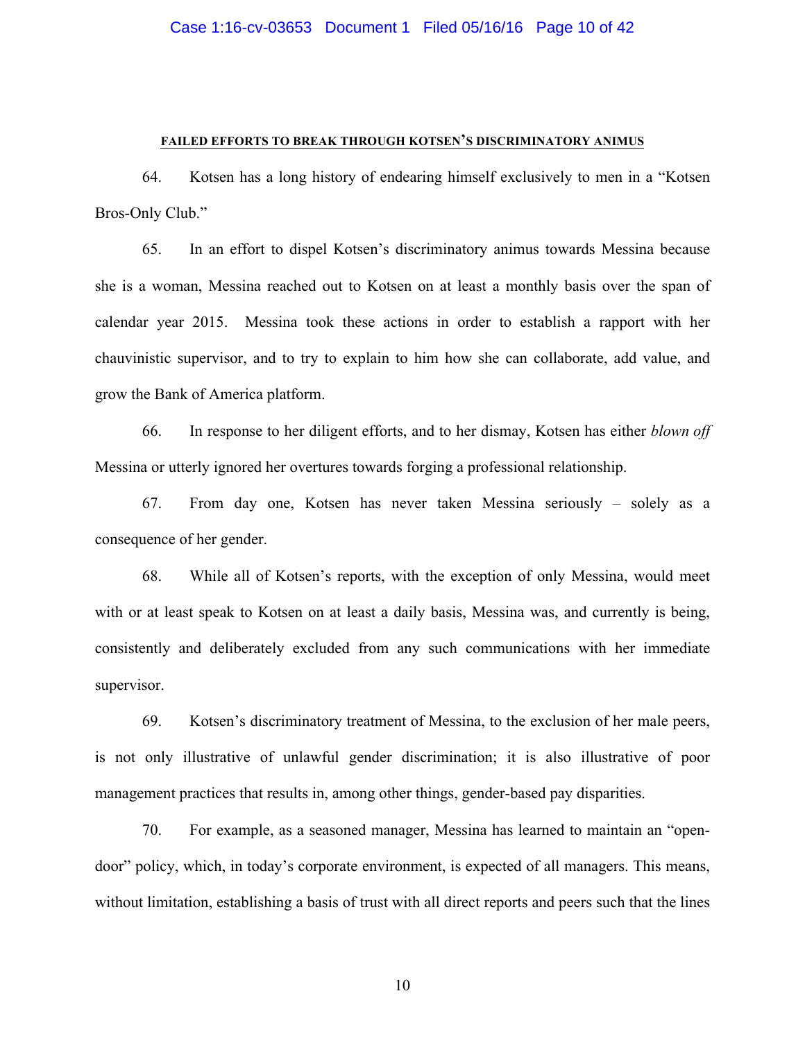**FAILED EFFORTS TO BREAK THROUGH KOTSEN'S DISCRIMINATORY ANIMUS**

64. Kotsen has a long history of endearing himself exclusively to men in a "Kotsen Bros-Only Club."

65. In an effort to dispel Kotsen's discriminatory animus towards Messina because she is a woman, Messina reached out to Kotsen on at least a monthly basis over the span of calendar year 2015. Messina took these actions in order to establish a rapport with her chauvinistic supervisor, and to try to explain to him how she can collaborate, add value, and grow the Bank of America platform.

66. In response to her diligent efforts, and to her dismay, Kotsen has either *blown off* Messina or utterly ignored her overtures towards forging a professional relationship.

67. From day one, Kotsen has never taken Messina seriously – solely as a consequence of her gender.

68. While all of Kotsen's reports, with the exception of only Messina, would meet with or at least speak to Kotsen on at least a daily basis, Messina was, and currently is being, consistently and deliberately excluded from any such communications with her immediate supervisor.

69. Kotsen's discriminatory treatment of Messina, to the exclusion of her male peers, is not only illustrative of unlawful gender discrimination; it is also illustrative of poor management practices that results in, among other things, gender-based pay disparities.

70. For example, as a seasoned manager, Messina has learned to maintain an "open-door" policy, which, in today's corporate environment, is expected of all managers. This means, without limitation, establishing a basis of trust with all direct reports and peers such that the lines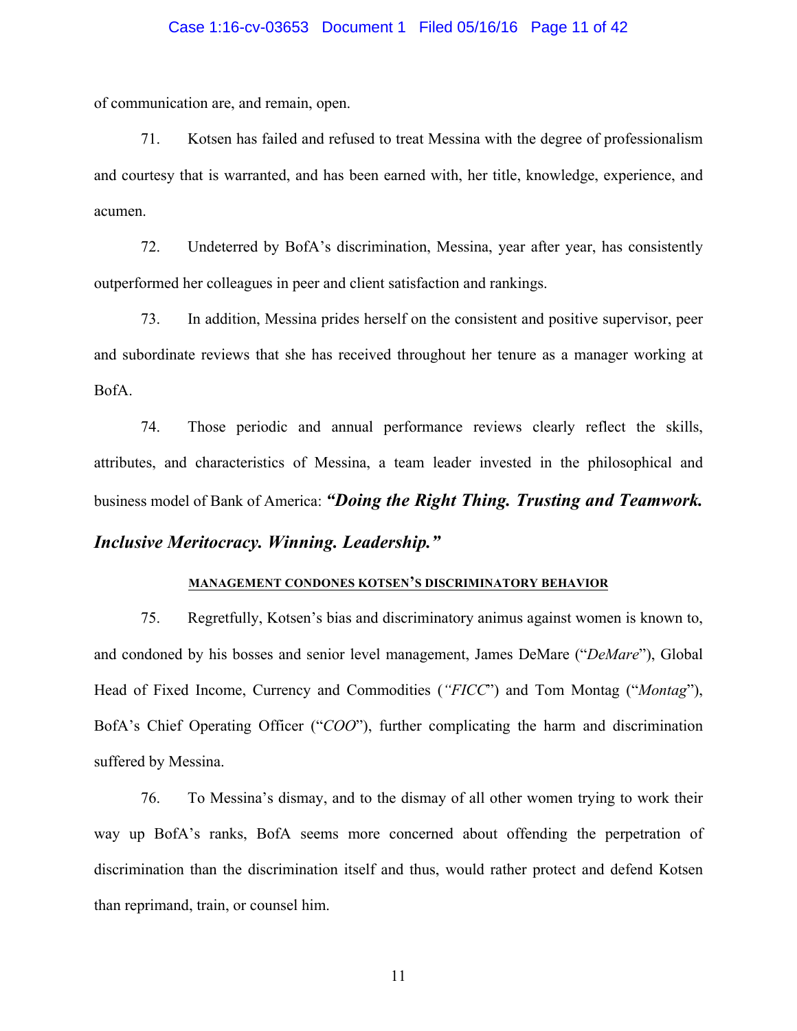of communication are, and remain, open.

71. Kotsen has failed and refused to treat Messina with the degree of professionalism and courtesy that is warranted, and has been earned with, her title, knowledge, experience, and acumen.

72. Undeterred by BofA's discrimination, Messina, year after year, has consistently outperformed her colleagues in peer and client satisfaction and rankings.

73. In addition, Messina prides herself on the consistent and positive supervisor, peer and subordinate reviews that she has received throughout her tenure as a manager working at BofA.

74. Those periodic and annual performance reviews clearly reflect the skills, attributes, and characteristics of Messina, a team leader invested in the philosophical and business model of Bank of America: ***"Doing the Right Thing. Trusting and Teamwork. Inclusive Meritocracy. Winning. Leadership."***

**MANAGEMENT CONDONES KOTSEN'S DISCRIMINATORY BEHAVIOR**

75. Regretfully, Kotsen's bias and discriminatory animus against women is known to, and condoned by his bosses and senior level management, James DeMare ("*DeMare*"), Global Head of Fixed Income, Currency and Commodities (*"FICC*") and Tom Montag ("*Montag*"), BofA's Chief Operating Officer ("*COO*"), further complicating the harm and discrimination suffered by Messina.

76. To Messina's dismay, and to the dismay of all other women trying to work their way up BofA's ranks, BofA seems more concerned about offending the perpetration of discrimination than the discrimination itself and thus, would rather protect and defend Kotsen than reprimand, train, or counsel him.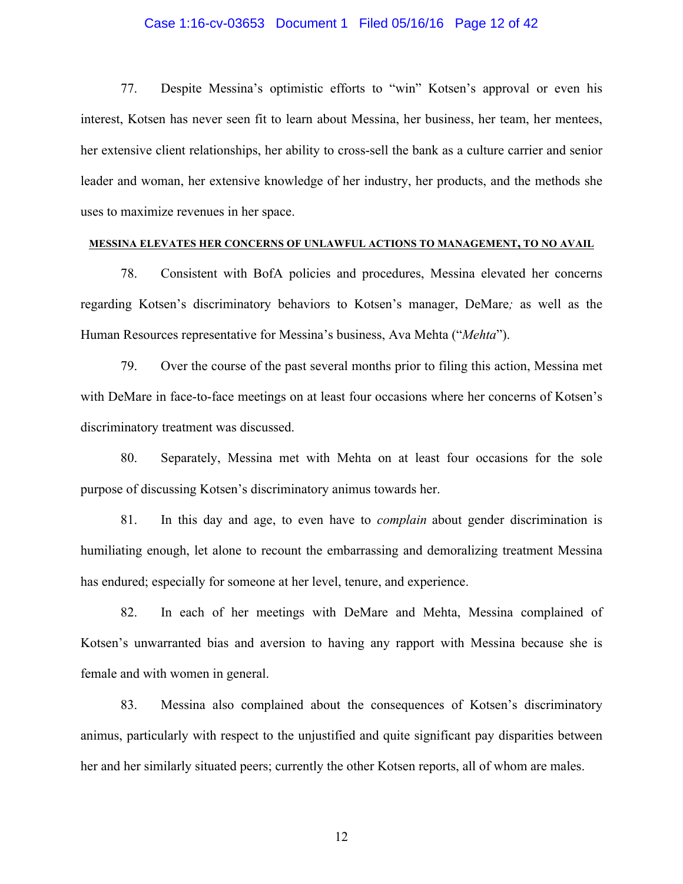77. Despite Messina's optimistic efforts to "win" Kotsen's approval or even his interest, Kotsen has never seen fit to learn about Messina, her business, her team, her mentees, her extensive client relationships, her ability to cross-sell the bank as a culture carrier and senior leader and woman, her extensive knowledge of her industry, her products, and the methods she uses to maximize revenues in her space.

**MESSINA ELEVATES HER CONCERNS OF UNLAWFUL ACTIONS TO MANAGEMENT, TO NO AVAIL**

78. Consistent with BofA policies and procedures, Messina elevated her concerns regarding Kotsen's discriminatory behaviors to Kotsen's manager, DeMare*;* as well as the Human Resources representative for Messina's business, Ava Mehta ("*Mehta*").

79. Over the course of the past several months prior to filing this action, Messina met with DeMare in face-to-face meetings on at least four occasions where her concerns of Kotsen's discriminatory treatment was discussed.

80. Separately, Messina met with Mehta on at least four occasions for the sole purpose of discussing Kotsen's discriminatory animus towards her.

81. In this day and age, to even have to *complain* about gender discrimination is humiliating enough, let alone to recount the embarrassing and demoralizing treatment Messina has endured; especially for someone at her level, tenure, and experience.

82. In each of her meetings with DeMare and Mehta, Messina complained of Kotsen's unwarranted bias and aversion to having any rapport with Messina because she is female and with women in general.

83. Messina also complained about the consequences of Kotsen's discriminatory animus, particularly with respect to the unjustified and quite significant pay disparities between her and her similarly situated peers; currently the other Kotsen reports, all of whom are males.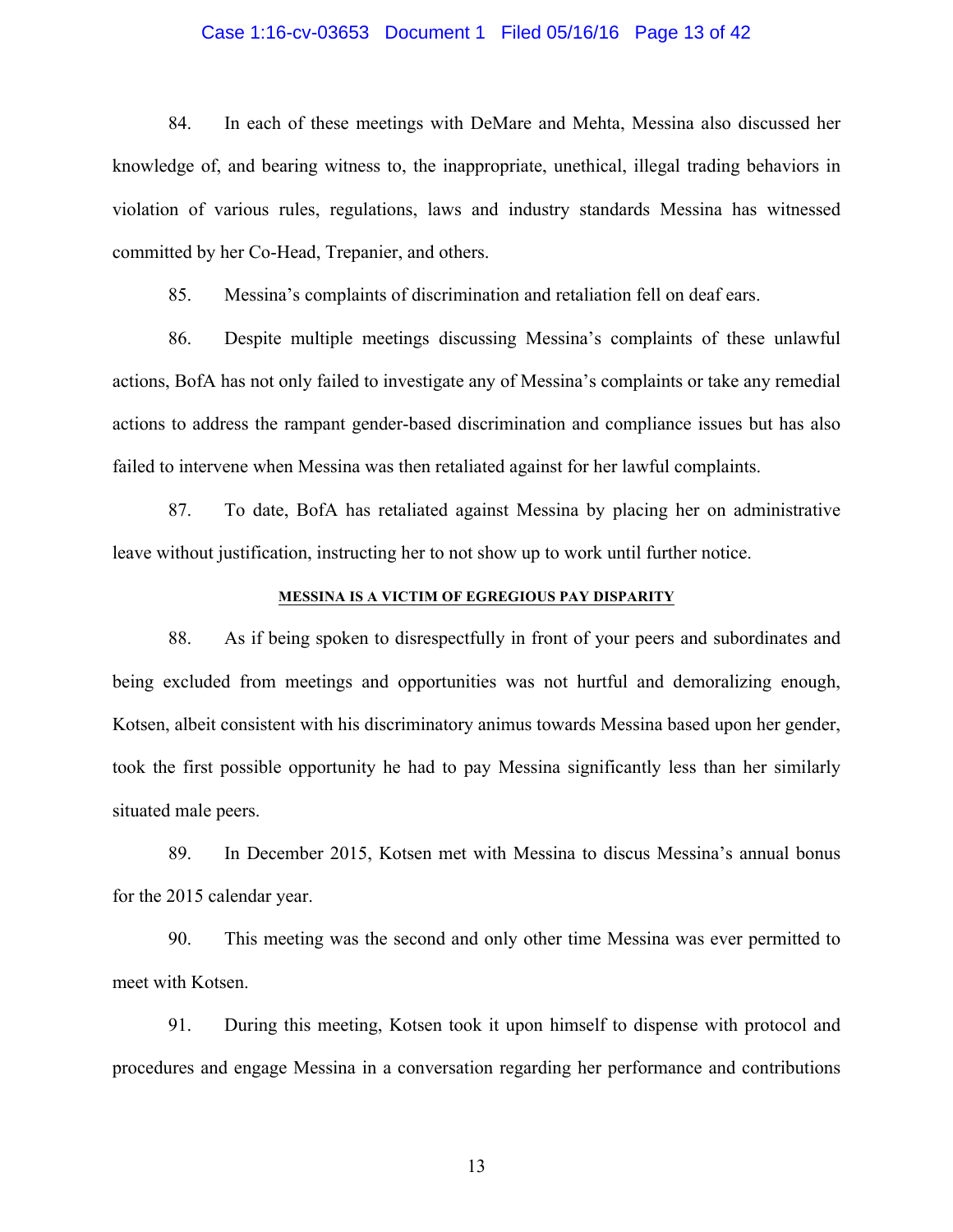84. In each of these meetings with DeMare and Mehta, Messina also discussed her knowledge of, and bearing witness to, the inappropriate, unethical, illegal trading behaviors in violation of various rules, regulations, laws and industry standards Messina has witnessed committed by her Co-Head, Trepanier, and others.

85. Messina's complaints of discrimination and retaliation fell on deaf ears.

86. Despite multiple meetings discussing Messina's complaints of these unlawful actions, BofA has not only failed to investigate any of Messina's complaints or take any remedial actions to address the rampant gender-based discrimination and compliance issues but has also failed to intervene when Messina was then retaliated against for her lawful complaints.

87. To date, BofA has retaliated against Messina by placing her on administrative leave without justification, instructing her to not show up to work until further notice.

**MESSINA IS A VICTIM OF EGREGIOUS PAY DISPARITY**

88. As if being spoken to disrespectfully in front of your peers and subordinates and being excluded from meetings and opportunities was not hurtful and demoralizing enough, Kotsen, albeit consistent with his discriminatory animus towards Messina based upon her gender, took the first possible opportunity he had to pay Messina significantly less than her similarly situated male peers.

89. In December 2015, Kotsen met with Messina to discus Messina's annual bonus for the 2015 calendar year.

90. This meeting was the second and only other time Messina was ever permitted to meet with Kotsen.

91. During this meeting, Kotsen took it upon himself to dispense with protocol and procedures and engage Messina in a conversation regarding her performance and contributions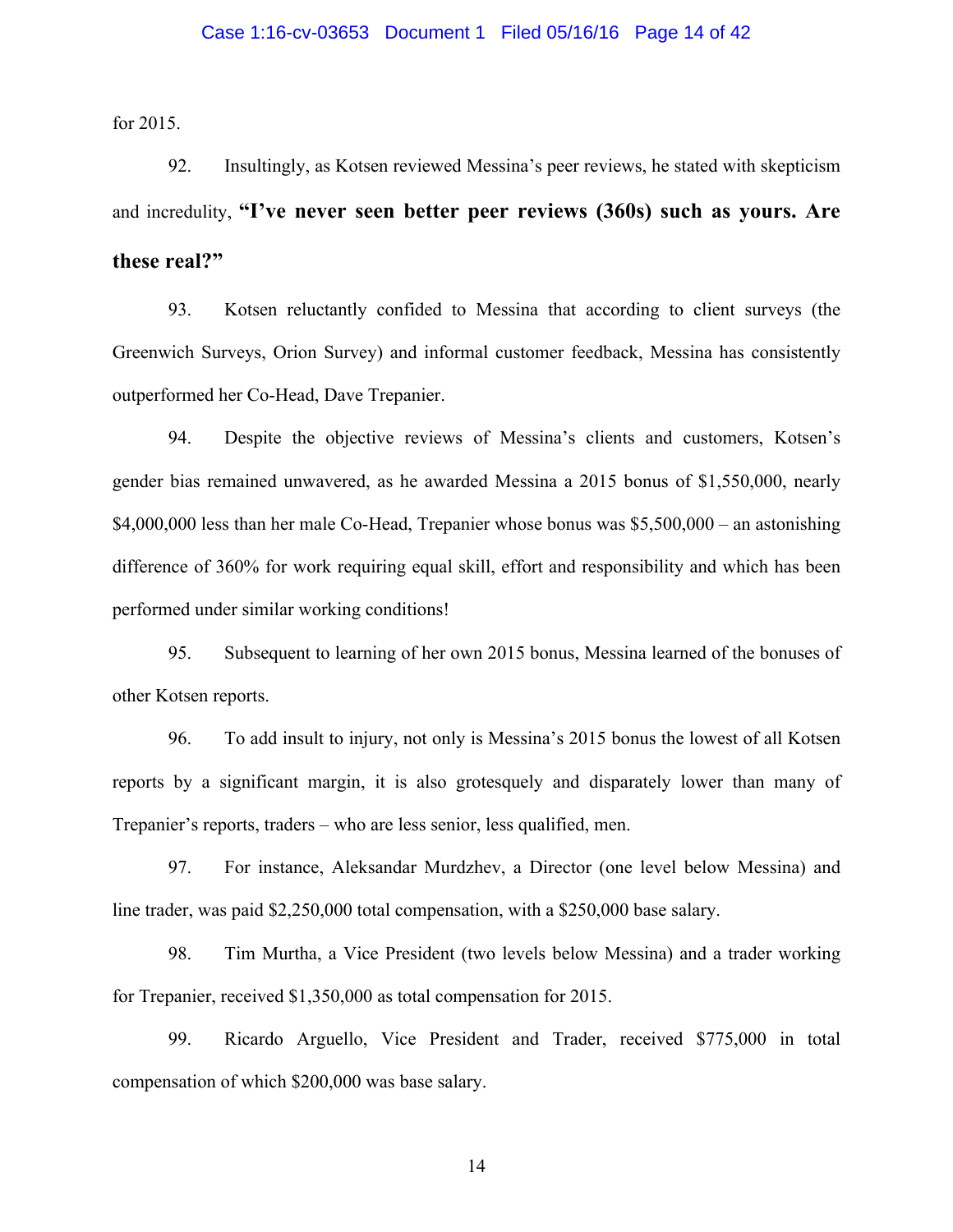for 2015.

92. Insultingly, as Kotsen reviewed Messina's peer reviews, he stated with skepticism and incredulity, **"I've never seen better peer reviews (360s) such as yours. Are these real?"**

93. Kotsen reluctantly confided to Messina that according to client surveys (the Greenwich Surveys, Orion Survey) and informal customer feedback, Messina has consistently outperformed her Co-Head, Dave Trepanier.

94. Despite the objective reviews of Messina's clients and customers, Kotsen's gender bias remained unwavered, as he awarded Messina a 2015 bonus of $1,550,000, nearly $4,000,000 less than her male Co-Head, Trepanier whose bonus was $5,500,000 – an astonishing difference of 360% for work requiring equal skill, effort and responsibility and which has been performed under similar working conditions!

95. Subsequent to learning of her own 2015 bonus, Messina learned of the bonuses of other Kotsen reports.

96. To add insult to injury, not only is Messina's 2015 bonus the lowest of all Kotsen reports by a significant margin, it is also grotesquely and disparately lower than many of Trepanier's reports, traders – who are less senior, less qualified, men.

97. For instance, Aleksandar Murdzhev, a Director (one level below Messina) and line trader, was paid $2,250,000 total compensation, with a $250,000 base salary.

98. Tim Murtha, a Vice President (two levels below Messina) and a trader working for Trepanier, received $1,350,000 as total compensation for 2015.

99. Ricardo Arguello, Vice President and Trader, received $775,000 in total compensation of which $200,000 was base salary.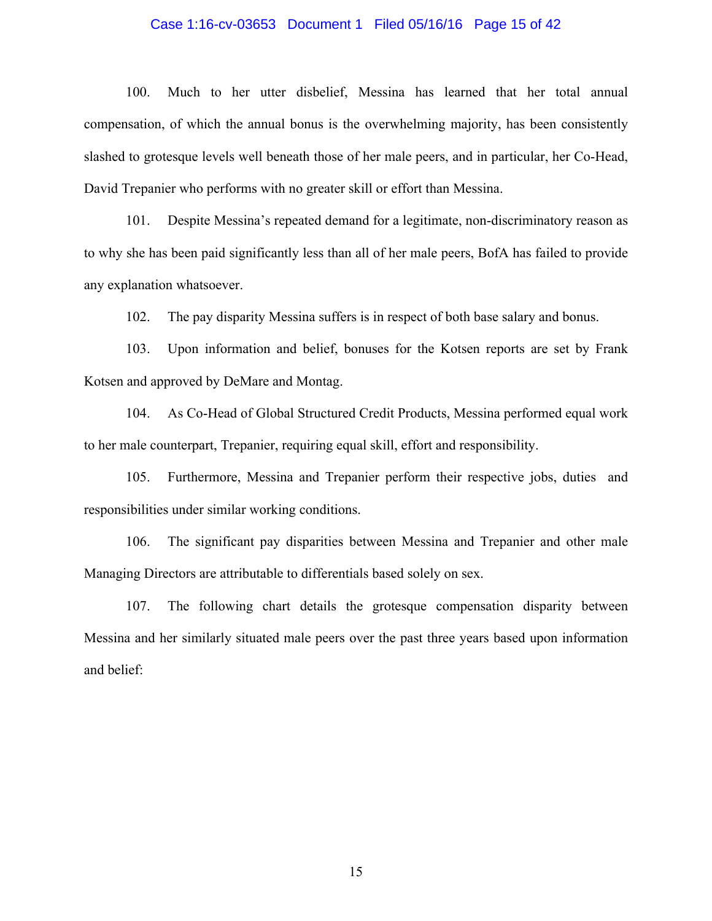100. Much to her utter disbelief, Messina has learned that her total annual compensation, of which the annual bonus is the overwhelming majority, has been consistently slashed to grotesque levels well beneath those of her male peers, and in particular, her Co-Head, David Trepanier who performs with no greater skill or effort than Messina.

101. Despite Messina's repeated demand for a legitimate, non-discriminatory reason as to why she has been paid significantly less than all of her male peers, BofA has failed to provide any explanation whatsoever.

102. The pay disparity Messina suffers is in respect of both base salary and bonus.

103. Upon information and belief, bonuses for the Kotsen reports are set by Frank Kotsen and approved by DeMare and Montag.

104. As Co-Head of Global Structured Credit Products, Messina performed equal work to her male counterpart, Trepanier, requiring equal skill, effort and responsibility.

105. Furthermore, Messina and Trepanier perform their respective jobs, duties and responsibilities under similar working conditions.

106. The significant pay disparities between Messina and Trepanier and other male Managing Directors are attributable to differentials based solely on sex.

107. The following chart details the grotesque compensation disparity between Messina and her similarly situated male peers over the past three years based upon information and belief: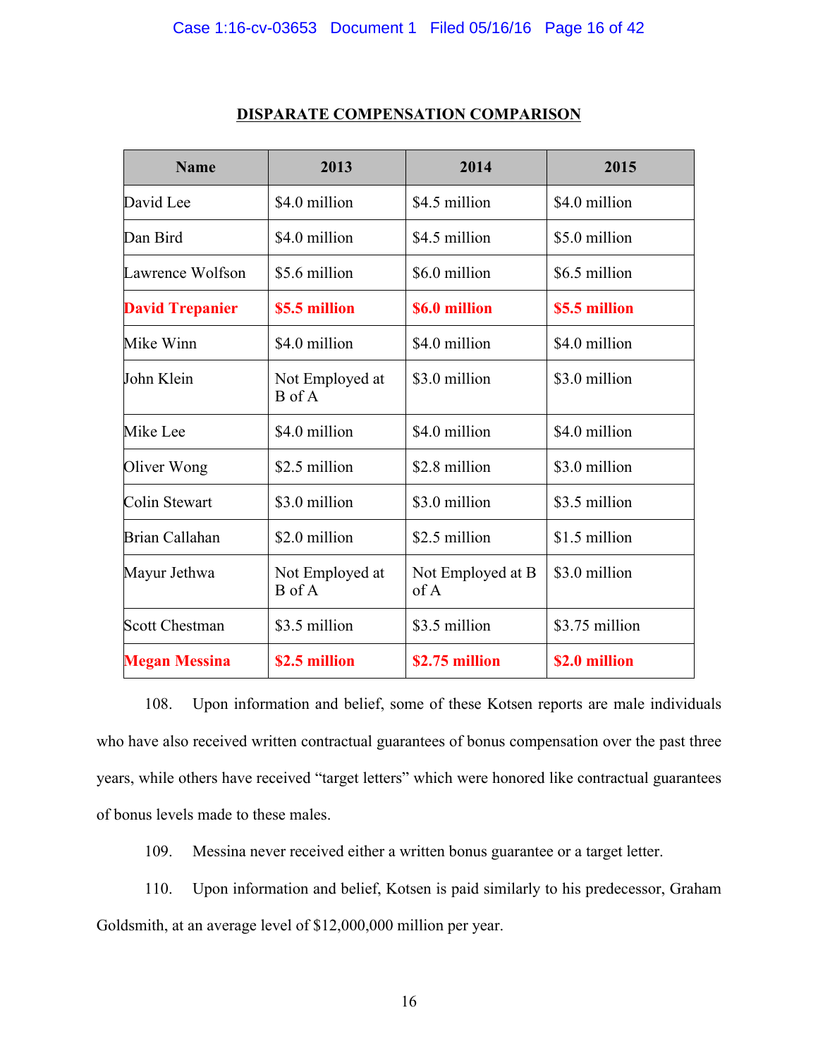**DISPARATE COMPENSATION COMPARISON**

| Name | 2013 | 2014 | 2015 |
|---|---|---|---|
| David Lee | $4.0 million | $4.5 million | $4.0 million |
| Dan Bird | $4.0 million | $4.5 million | $5.0 million |
| Lawrence Wolfson | $5.6 million | $6.0 million | $6.5 million |
| **David Trepanier** | **$5.5 million** | **$6.0 million** | **$5.5 million** |
| Mike Winn | $4.0 million | $4.0 million | $4.0 million |
| John Klein | Not Employed at B of A | $3.0 million | $3.0 million |
| Mike Lee | $4.0 million | $4.0 million | $4.0 million |
| Oliver Wong | $2.5 million | $2.8 million | $3.0 million |
| Colin Stewart | $3.0 million | $3.0 million | $3.5 million |
| Brian Callahan | $2.0 million | $2.5 million | $1.5 million |
| Mayur Jethwa | Not Employed at B of A | Not Employed at B of A | $3.0 million |
| Scott Chestman | $3.5 million | $3.5 million | $3.75 million |
| **Megan Messina** | **$2.5 million** | **$2.75 million** | **$2.0 million** |

108. Upon information and belief, some of these Kotsen reports are male individuals who have also received written contractual guarantees of bonus compensation over the past three years, while others have received "target letters" which were honored like contractual guarantees of bonus levels made to these males.

109. Messina never received either a written bonus guarantee or a target letter.

110. Upon information and belief, Kotsen is paid similarly to his predecessor, Graham Goldsmith, at an average level of $12,000,000 million per year.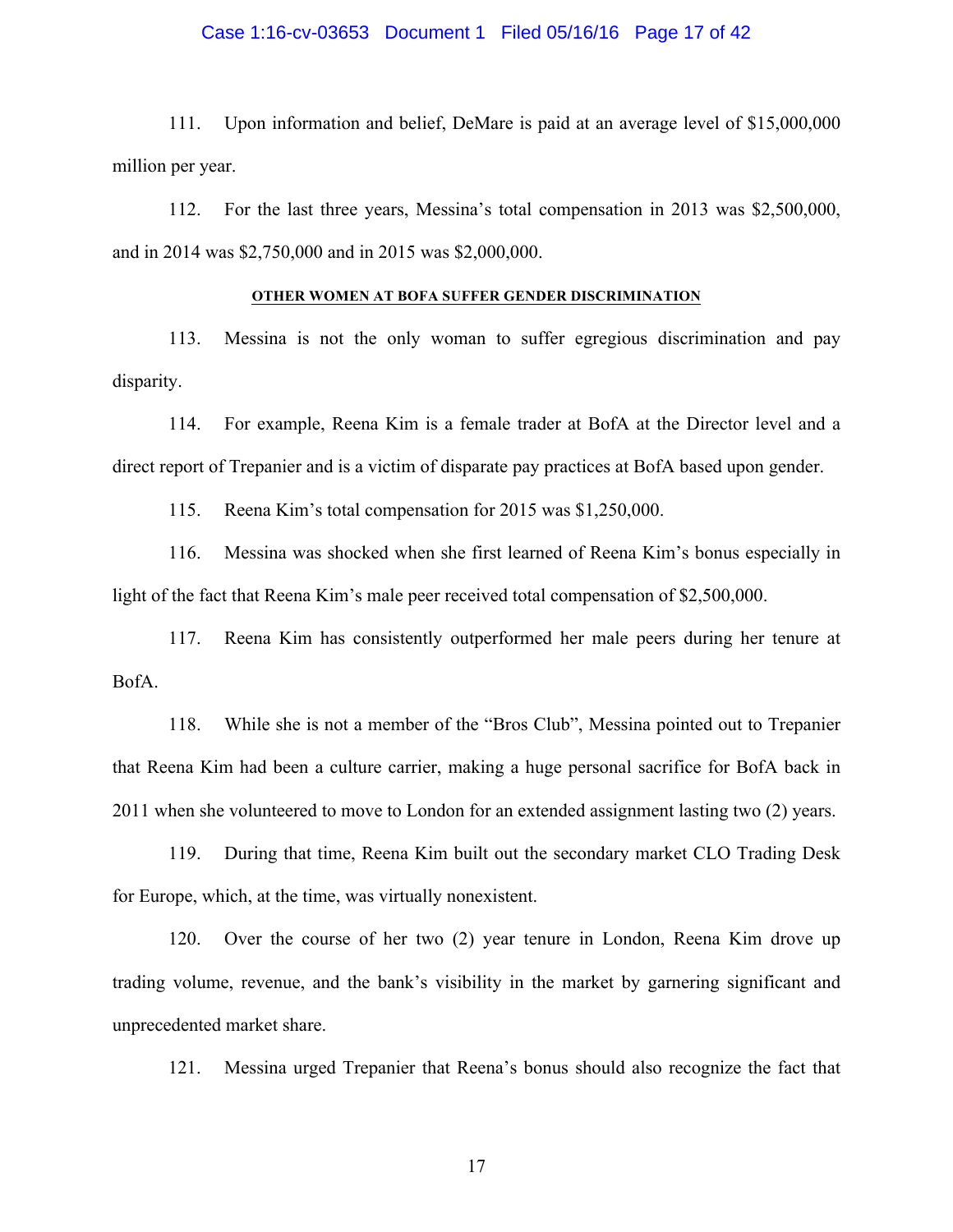111. Upon information and belief, DeMare is paid at an average level of $15,000,000 million per year.

112. For the last three years, Messina's total compensation in 2013 was $2,500,000, and in 2014 was $2,750,000 and in 2015 was $2,000,000.

**OTHER WOMEN AT BOFA SUFFER GENDER DISCRIMINATION**

113. Messina is not the only woman to suffer egregious discrimination and pay disparity.

114. For example, Reena Kim is a female trader at BofA at the Director level and a direct report of Trepanier and is a victim of disparate pay practices at BofA based upon gender.

115. Reena Kim's total compensation for 2015 was $1,250,000.

116. Messina was shocked when she first learned of Reena Kim's bonus especially in light of the fact that Reena Kim's male peer received total compensation of $2,500,000.

117. Reena Kim has consistently outperformed her male peers during her tenure at BofA.

118. While she is not a member of the "Bros Club", Messina pointed out to Trepanier that Reena Kim had been a culture carrier, making a huge personal sacrifice for BofA back in 2011 when she volunteered to move to London for an extended assignment lasting two (2) years.

119. During that time, Reena Kim built out the secondary market CLO Trading Desk for Europe, which, at the time, was virtually nonexistent.

120. Over the course of her two (2) year tenure in London, Reena Kim drove up trading volume, revenue, and the bank's visibility in the market by garnering significant and unprecedented market share.

121. Messina urged Trepanier that Reena's bonus should also recognize the fact that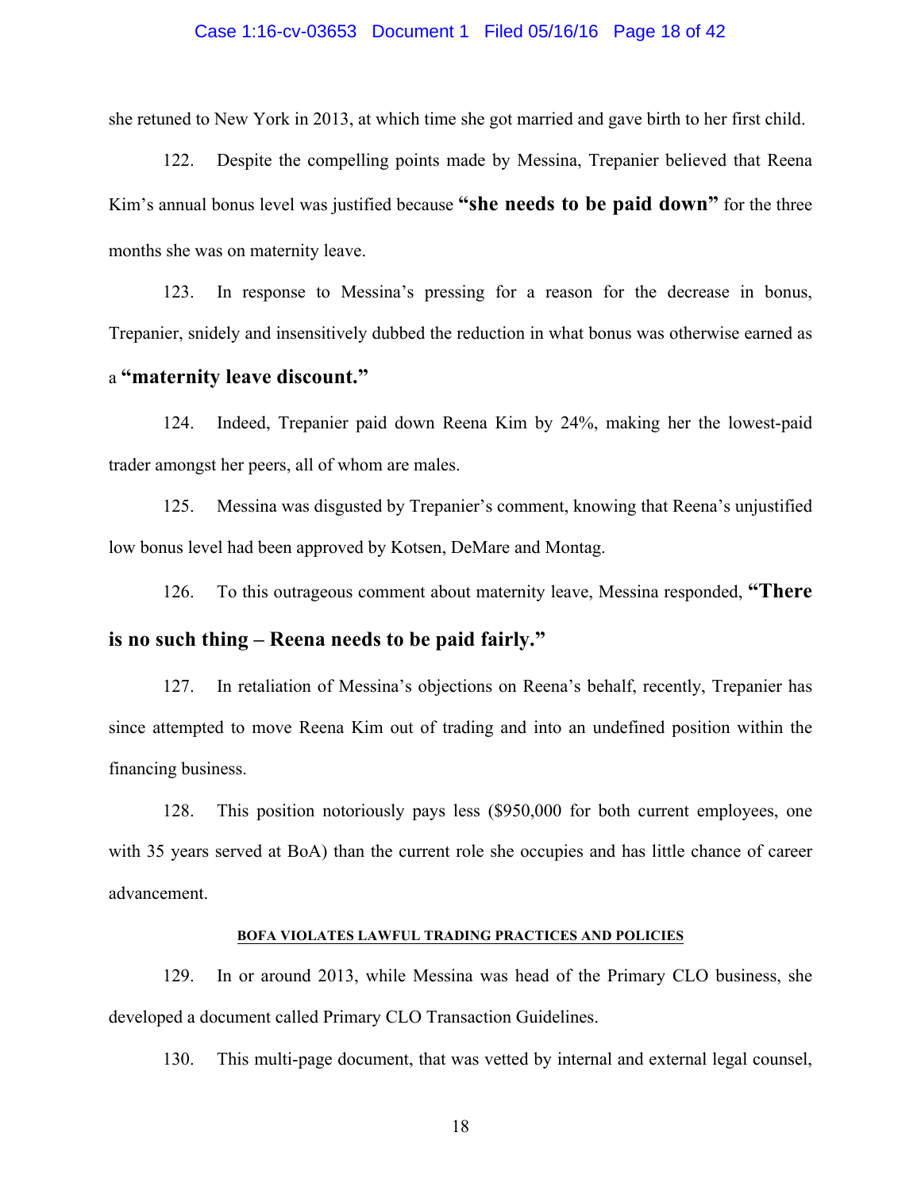she retuned to New York in 2013, at which time she got married and gave birth to her first child.

122. Despite the compelling points made by Messina, Trepanier believed that Reena Kim's annual bonus level was justified because **"she needs to be paid down"** for the three months she was on maternity leave.

123. In response to Messina's pressing for a reason for the decrease in bonus, Trepanier, snidely and insensitively dubbed the reduction in what bonus was otherwise earned as a **"maternity leave discount."**

124. Indeed, Trepanier paid down Reena Kim by 24%, making her the lowest-paid trader amongst her peers, all of whom are males.

125. Messina was disgusted by Trepanier's comment, knowing that Reena's unjustified low bonus level had been approved by Kotsen, DeMare and Montag.

126. To this outrageous comment about maternity leave, Messina responded, **"There is no such thing – Reena needs to be paid fairly."**

127. In retaliation of Messina's objections on Reena's behalf, recently, Trepanier has since attempted to move Reena Kim out of trading and into an undefined position within the financing business.

128. This position notoriously pays less ($950,000 for both current employees, one with 35 years served at BoA) than the current role she occupies and has little chance of career advancement.

**BOFA VIOLATES LAWFUL TRADING PRACTICES AND POLICIES**

129. In or around 2013, while Messina was head of the Primary CLO business, she developed a document called Primary CLO Transaction Guidelines.

130. This multi-page document, that was vetted by internal and external legal counsel,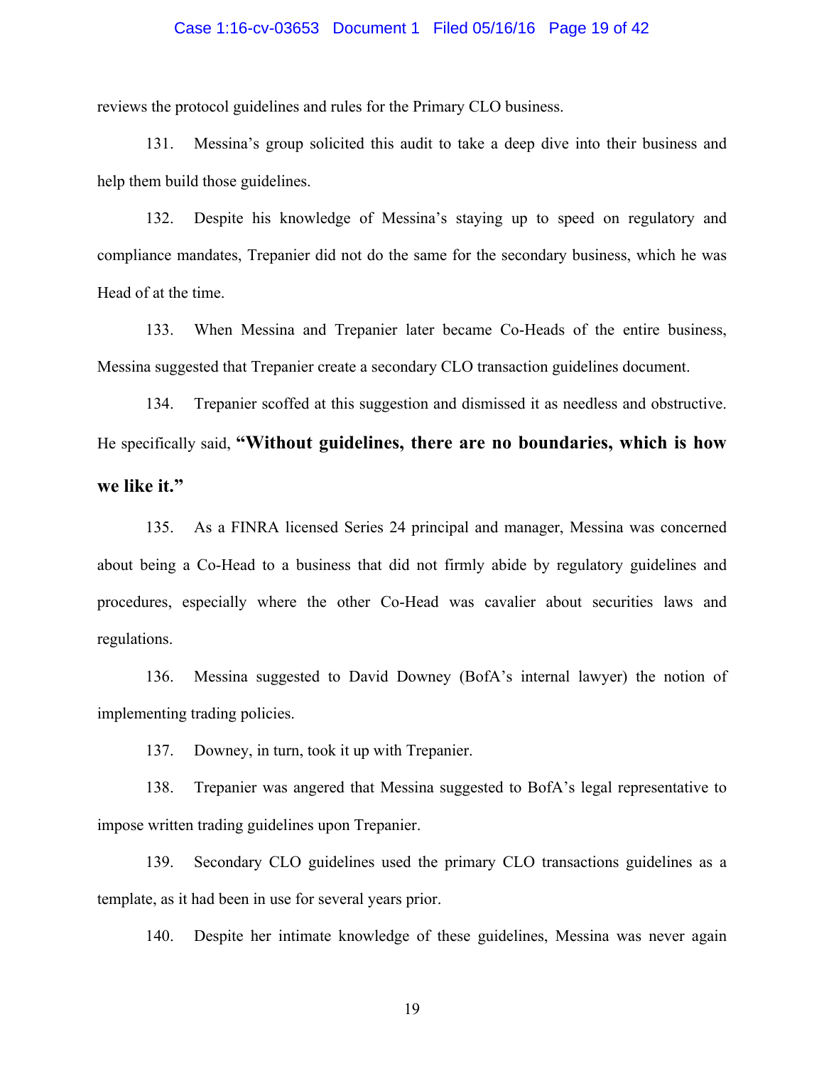reviews the protocol guidelines and rules for the Primary CLO business.

131. Messina's group solicited this audit to take a deep dive into their business and help them build those guidelines.

132. Despite his knowledge of Messina's staying up to speed on regulatory and compliance mandates, Trepanier did not do the same for the secondary business, which he was Head of at the time.

133. When Messina and Trepanier later became Co-Heads of the entire business, Messina suggested that Trepanier create a secondary CLO transaction guidelines document.

134. Trepanier scoffed at this suggestion and dismissed it as needless and obstructive. He specifically said, **"Without guidelines, there are no boundaries, which is how we like it."**

135. As a FINRA licensed Series 24 principal and manager, Messina was concerned about being a Co-Head to a business that did not firmly abide by regulatory guidelines and procedures, especially where the other Co-Head was cavalier about securities laws and regulations.

136. Messina suggested to David Downey (BofA's internal lawyer) the notion of implementing trading policies.

137. Downey, in turn, took it up with Trepanier.

138. Trepanier was angered that Messina suggested to BofA's legal representative to impose written trading guidelines upon Trepanier.

139. Secondary CLO guidelines used the primary CLO transactions guidelines as a template, as it had been in use for several years prior.

140. Despite her intimate knowledge of these guidelines, Messina was never again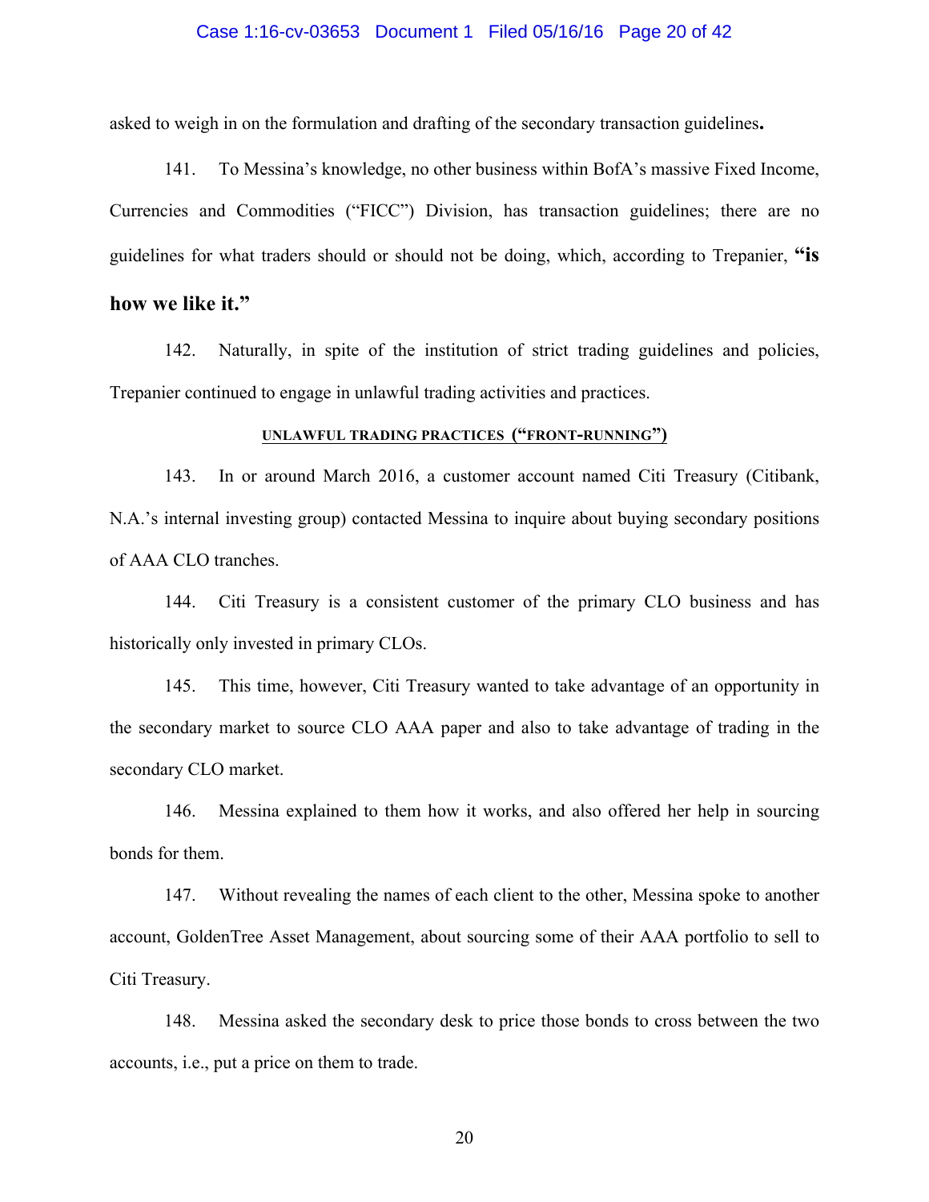asked to weigh in on the formulation and drafting of the secondary transaction guidelines**.**

141. To Messina's knowledge, no other business within BofA's massive Fixed Income, Currencies and Commodities ("FICC") Division, has transaction guidelines; there are no guidelines for what traders should or should not be doing, which, according to Trepanier, **"is how we like it."**

142. Naturally, in spite of the institution of strict trading guidelines and policies, Trepanier continued to engage in unlawful trading activities and practices.

**UNLAWFUL TRADING PRACTICES ("FRONT-RUNNING")**

143. In or around March 2016, a customer account named Citi Treasury (Citibank, N.A.'s internal investing group) contacted Messina to inquire about buying secondary positions of AAA CLO tranches.

144. Citi Treasury is a consistent customer of the primary CLO business and has historically only invested in primary CLOs.

145. This time, however, Citi Treasury wanted to take advantage of an opportunity in the secondary market to source CLO AAA paper and also to take advantage of trading in the secondary CLO market.

146. Messina explained to them how it works, and also offered her help in sourcing bonds for them.

147. Without revealing the names of each client to the other, Messina spoke to another account, GoldenTree Asset Management, about sourcing some of their AAA portfolio to sell to Citi Treasury.

148. Messina asked the secondary desk to price those bonds to cross between the two accounts, i.e., put a price on them to trade.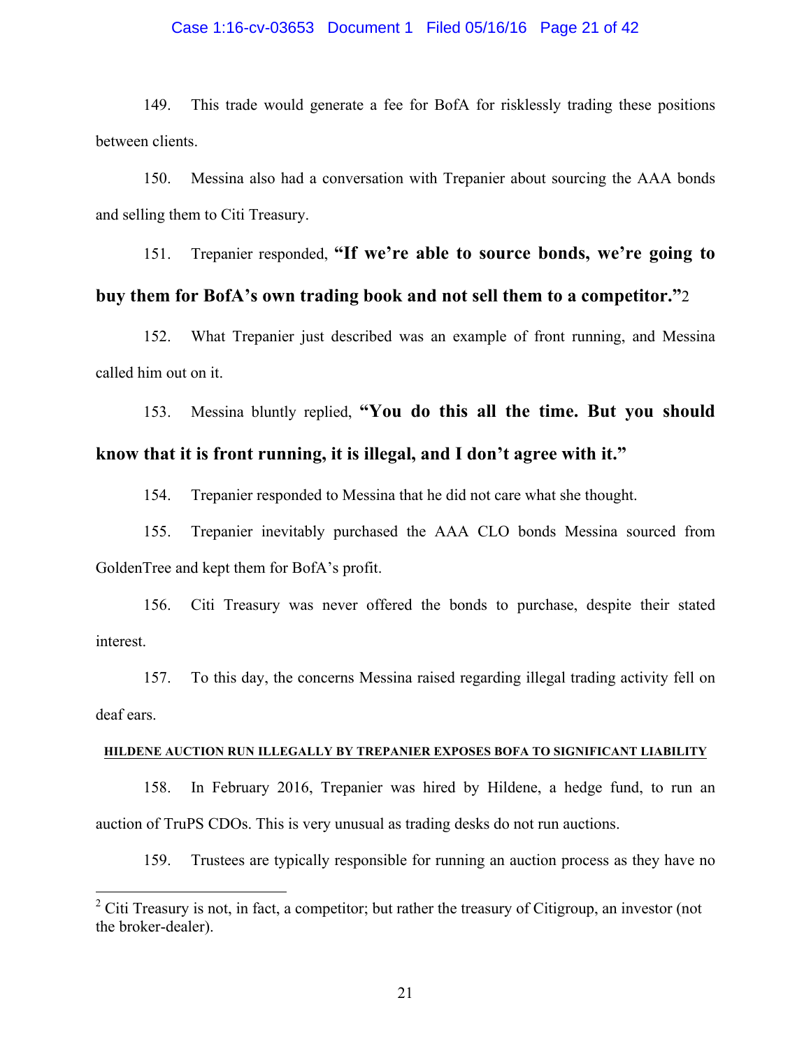149. This trade would generate a fee for BofA for risklessly trading these positions between clients.

150. Messina also had a conversation with Trepanier about sourcing the AAA bonds and selling them to Citi Treasury.

151. Trepanier responded, **"If we're able to source bonds, we're going to buy them for BofA's own trading book and not sell them to a competitor."**[2]

152. What Trepanier just described was an example of front running, and Messina called him out on it.

153. Messina bluntly replied, **"You do this all the time. But you should know that it is front running, it is illegal, and I don't agree with it."**

154. Trepanier responded to Messina that he did not care what she thought.

155. Trepanier inevitably purchased the AAA CLO bonds Messina sourced from GoldenTree and kept them for BofA's profit.

156. Citi Treasury was never offered the bonds to purchase, despite their stated interest.

157. To this day, the concerns Messina raised regarding illegal trading activity fell on deaf ears.

#### HILDENE AUCTION RUN ILLEGALLY BY TREPANIER EXPOSES BOFA TO SIGNIFICANT LIABILITY

158. In February 2016, Trepanier was hired by Hildene, a hedge fund, to run an auction of TruPS CDOs. This is very unusual as trading desks do not run auctions.

159. Trustees are typically responsible for running an auction process as they have no

---

[2] Citi Treasury is not, in fact, a competitor; but rather the treasury of Citigroup, an investor (not the broker-dealer).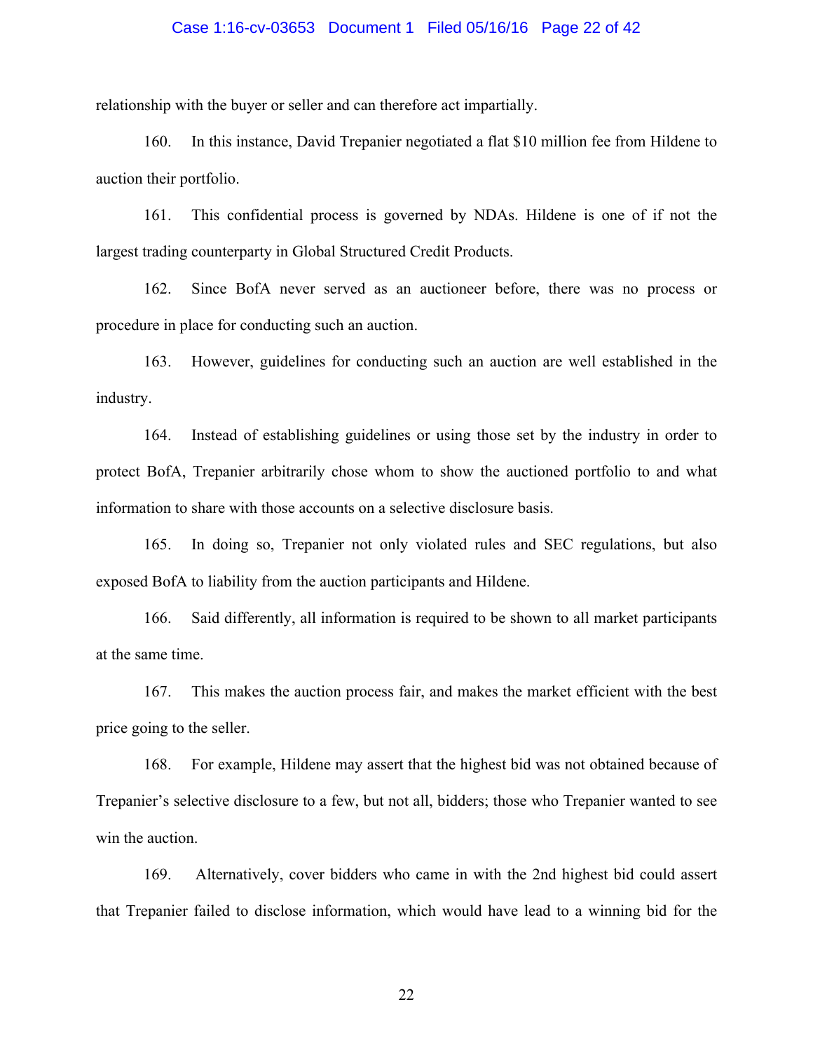relationship with the buyer or seller and can therefore act impartially.

160. In this instance, David Trepanier negotiated a flat $10 million fee from Hildene to auction their portfolio.

161. This confidential process is governed by NDAs. Hildene is one of if not the largest trading counterparty in Global Structured Credit Products.

162. Since BofA never served as an auctioneer before, there was no process or procedure in place for conducting such an auction.

163. However, guidelines for conducting such an auction are well established in the industry.

164. Instead of establishing guidelines or using those set by the industry in order to protect BofA, Trepanier arbitrarily chose whom to show the auctioned portfolio to and what information to share with those accounts on a selective disclosure basis.

165. In doing so, Trepanier not only violated rules and SEC regulations, but also exposed BofA to liability from the auction participants and Hildene.

166. Said differently, all information is required to be shown to all market participants at the same time.

167. This makes the auction process fair, and makes the market efficient with the best price going to the seller.

168. For example, Hildene may assert that the highest bid was not obtained because of Trepanier's selective disclosure to a few, but not all, bidders; those who Trepanier wanted to see win the auction.

169. Alternatively, cover bidders who came in with the 2nd highest bid could assert that Trepanier failed to disclose information, which would have lead to a winning bid for the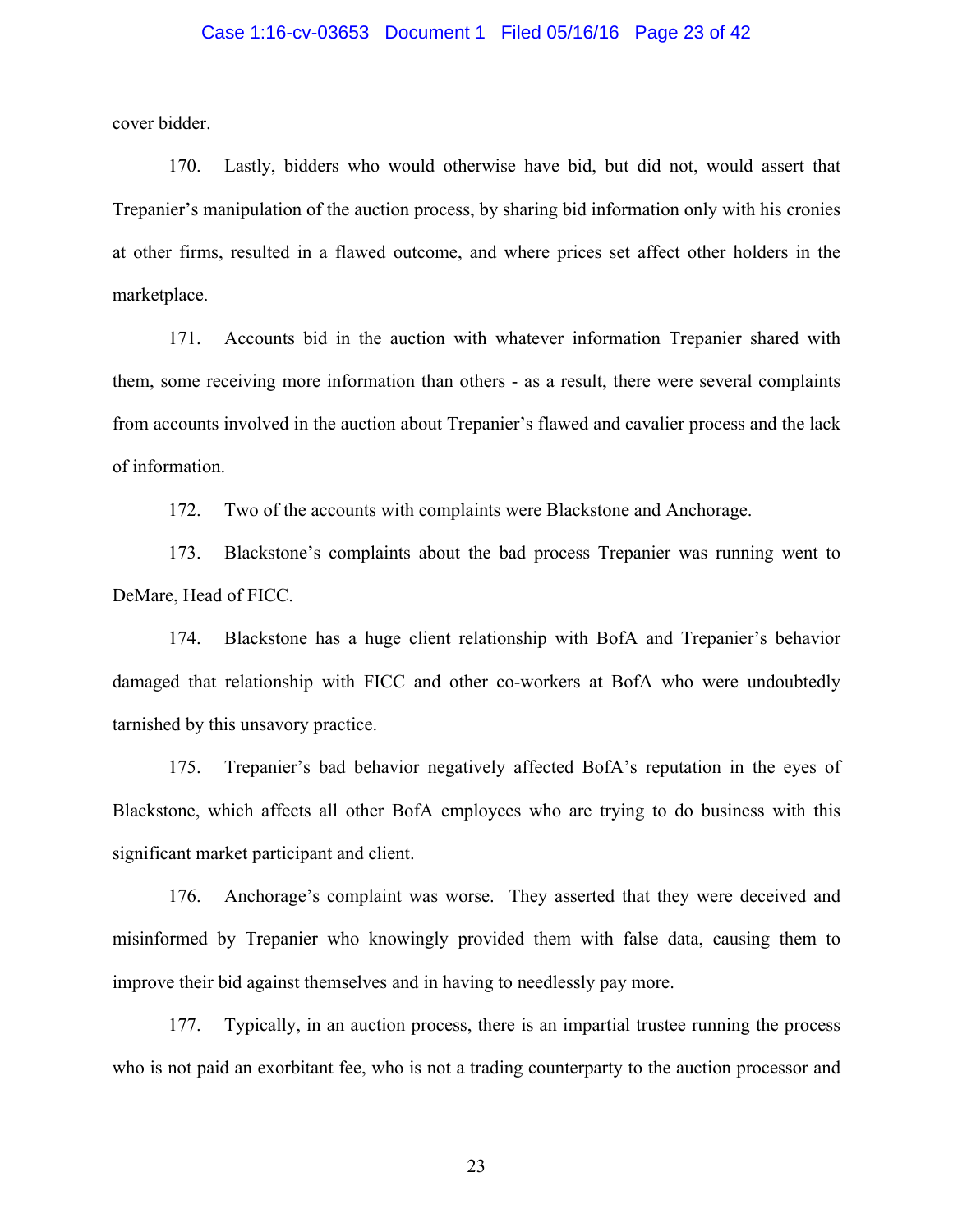cover bidder.

170. Lastly, bidders who would otherwise have bid, but did not, would assert that Trepanier's manipulation of the auction process, by sharing bid information only with his cronies at other firms, resulted in a flawed outcome, and where prices set affect other holders in the marketplace.

171. Accounts bid in the auction with whatever information Trepanier shared with them, some receiving more information than others - as a result, there were several complaints from accounts involved in the auction about Trepanier's flawed and cavalier process and the lack of information.

172. Two of the accounts with complaints were Blackstone and Anchorage.

173. Blackstone's complaints about the bad process Trepanier was running went to DeMare, Head of FICC.

174. Blackstone has a huge client relationship with BofA and Trepanier's behavior damaged that relationship with FICC and other co-workers at BofA who were undoubtedly tarnished by this unsavory practice.

175. Trepanier's bad behavior negatively affected BofA's reputation in the eyes of Blackstone, which affects all other BofA employees who are trying to do business with this significant market participant and client.

176. Anchorage's complaint was worse. They asserted that they were deceived and misinformed by Trepanier who knowingly provided them with false data, causing them to improve their bid against themselves and in having to needlessly pay more.

177. Typically, in an auction process, there is an impartial trustee running the process who is not paid an exorbitant fee, who is not a trading counterparty to the auction processor and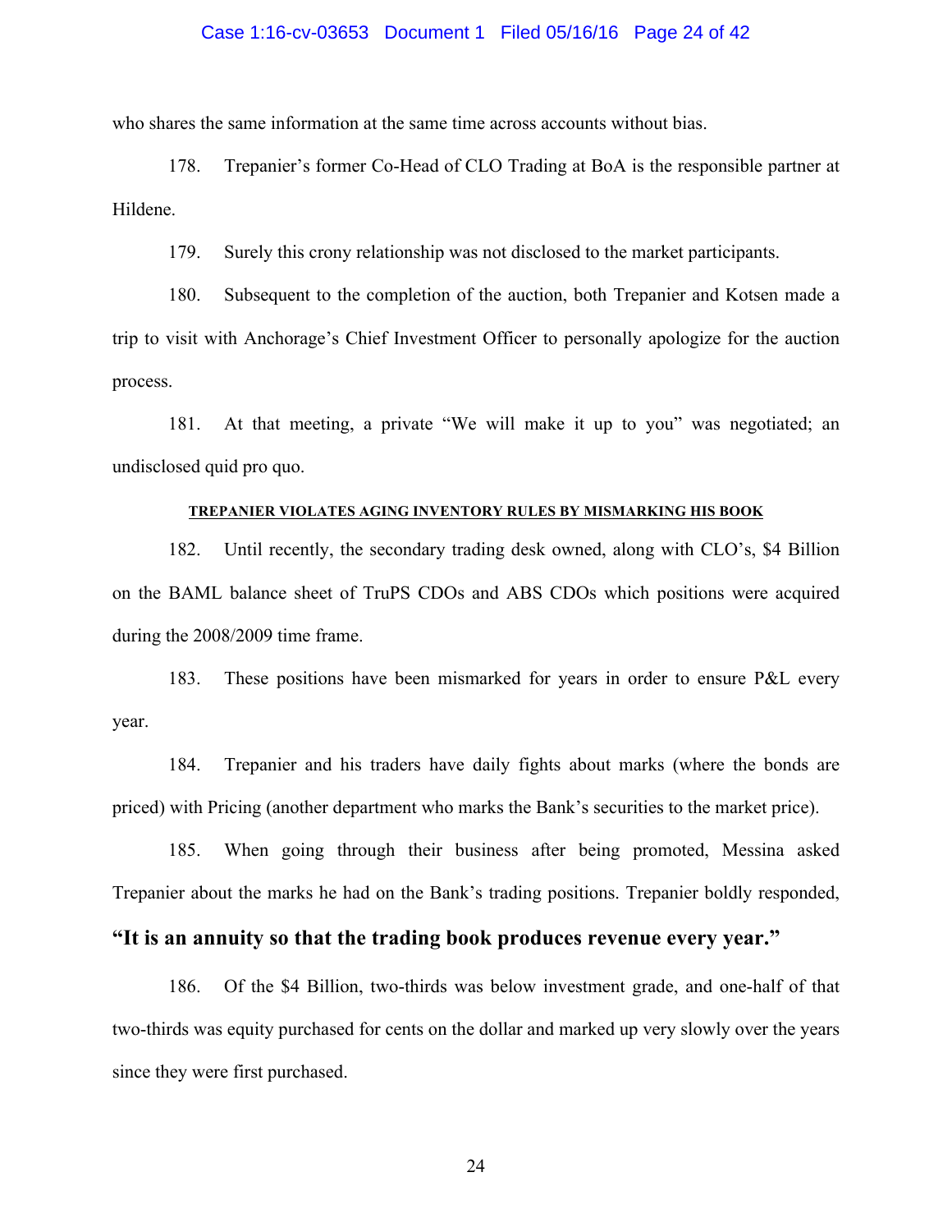who shares the same information at the same time across accounts without bias.

178. Trepanier's former Co-Head of CLO Trading at BoA is the responsible partner at Hildene.

179. Surely this crony relationship was not disclosed to the market participants.

180. Subsequent to the completion of the auction, both Trepanier and Kotsen made a trip to visit with Anchorage's Chief Investment Officer to personally apologize for the auction process.

181. At that meeting, a private "We will make it up to you" was negotiated; an undisclosed quid pro quo.

**TREPANIER VIOLATES AGING INVENTORY RULES BY MISMARKING HIS BOOK**

182. Until recently, the secondary trading desk owned, along with CLO's, $4 Billion on the BAML balance sheet of TruPS CDOs and ABS CDOs which positions were acquired during the 2008/2009 time frame.

183. These positions have been mismarked for years in order to ensure P&L every year.

184. Trepanier and his traders have daily fights about marks (where the bonds are priced) with Pricing (another department who marks the Bank's securities to the market price).

185. When going through their business after being promoted, Messina asked Trepanier about the marks he had on the Bank's trading positions. Trepanier boldly responded, **"It is an annuity so that the trading book produces revenue every year."**

186. Of the $4 Billion, two-thirds was below investment grade, and one-half of that two-thirds was equity purchased for cents on the dollar and marked up very slowly over the years since they were first purchased.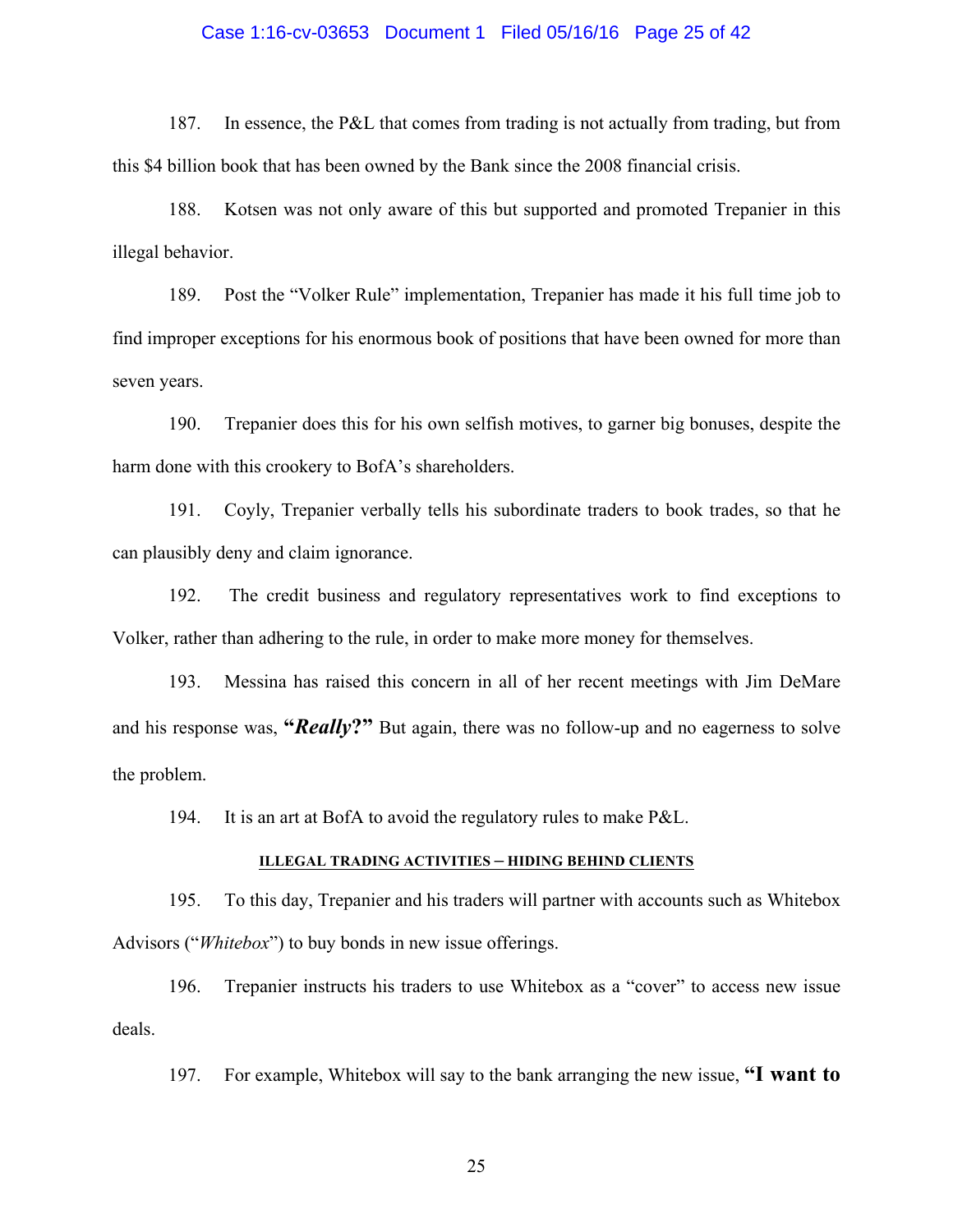187. In essence, the P&L that comes from trading is not actually from trading, but from this $4 billion book that has been owned by the Bank since the 2008 financial crisis.

188. Kotsen was not only aware of this but supported and promoted Trepanier in this illegal behavior.

189. Post the "Volker Rule" implementation, Trepanier has made it his full time job to find improper exceptions for his enormous book of positions that have been owned for more than seven years.

190. Trepanier does this for his own selfish motives, to garner big bonuses, despite the harm done with this crookery to BofA's shareholders.

191. Coyly, Trepanier verbally tells his subordinate traders to book trades, so that he can plausibly deny and claim ignorance.

192. The credit business and regulatory representatives work to find exceptions to Volker, rather than adhering to the rule, in order to make more money for themselves.

193. Messina has raised this concern in all of her recent meetings with Jim DeMare and his response was, **"*Really*?"** But again, there was no follow-up and no eagerness to solve the problem.

194. It is an art at BofA to avoid the regulatory rules to make P&L.

**ILLEGAL TRADING ACTIVITIES – HIDING BEHIND CLIENTS**

195. To this day, Trepanier and his traders will partner with accounts such as Whitebox Advisors ("*Whitebox*") to buy bonds in new issue offerings.

196. Trepanier instructs his traders to use Whitebox as a "cover" to access new issue deals.

197. For example, Whitebox will say to the bank arranging the new issue, **"I want to**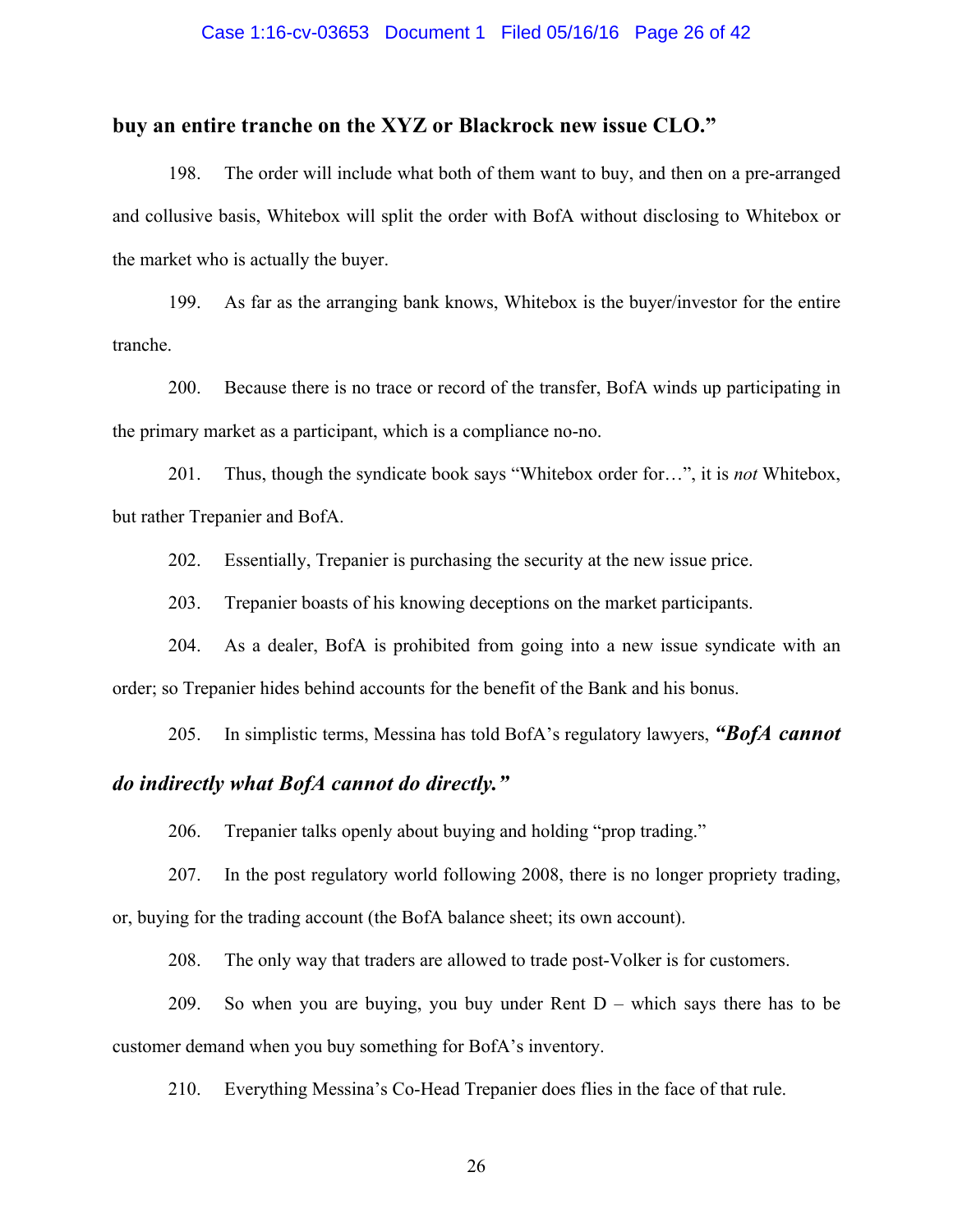**buy an entire tranche on the XYZ or Blackrock new issue CLO."**

198. The order will include what both of them want to buy, and then on a pre-arranged and collusive basis, Whitebox will split the order with BofA without disclosing to Whitebox or the market who is actually the buyer.

199. As far as the arranging bank knows, Whitebox is the buyer/investor for the entire tranche.

200. Because there is no trace or record of the transfer, BofA winds up participating in the primary market as a participant, which is a compliance no-no.

201. Thus, though the syndicate book says "Whitebox order for…", it is *not* Whitebox, but rather Trepanier and BofA.

202. Essentially, Trepanier is purchasing the security at the new issue price.

203. Trepanier boasts of his knowing deceptions on the market participants.

204. As a dealer, BofA is prohibited from going into a new issue syndicate with an order; so Trepanier hides behind accounts for the benefit of the Bank and his bonus.

205. In simplistic terms, Messina has told BofA's regulatory lawyers, ***"BofA cannot do indirectly what BofA cannot do directly."***

206. Trepanier talks openly about buying and holding "prop trading."

207. In the post regulatory world following 2008, there is no longer propriety trading, or, buying for the trading account (the BofA balance sheet; its own account).

208. The only way that traders are allowed to trade post-Volker is for customers.

209. So when you are buying, you buy under Rent D – which says there has to be customer demand when you buy something for BofA's inventory.

210. Everything Messina's Co-Head Trepanier does flies in the face of that rule.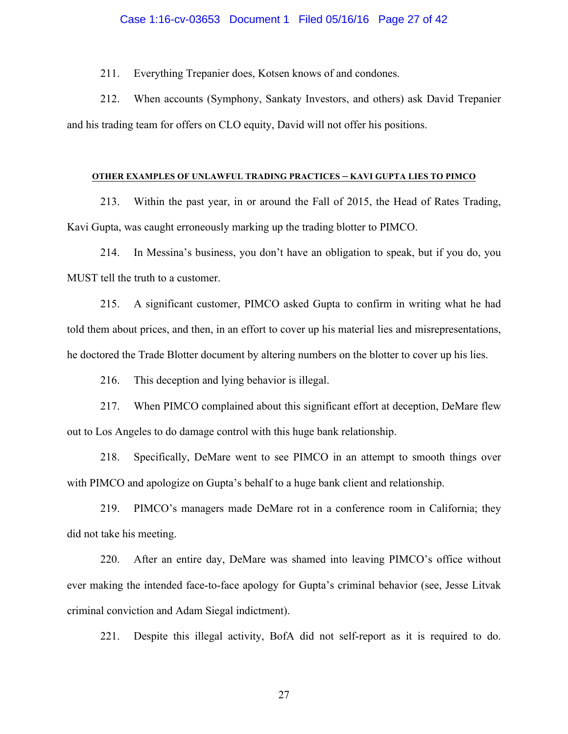211. Everything Trepanier does, Kotsen knows of and condones.

212. When accounts (Symphony, Sankaty Investors, and others) ask David Trepanier and his trading team for offers on CLO equity, David will not offer his positions.

#### OTHER EXAMPLES OF UNLAWFUL TRADING PRACTICES – KAVI GUPTA LIES TO PIMCO

213. Within the past year, in or around the Fall of 2015, the Head of Rates Trading, Kavi Gupta, was caught erroneously marking up the trading blotter to PIMCO.

214. In Messina's business, you don't have an obligation to speak, but if you do, you MUST tell the truth to a customer.

215. A significant customer, PIMCO asked Gupta to confirm in writing what he had told them about prices, and then, in an effort to cover up his material lies and misrepresentations, he doctored the Trade Blotter document by altering numbers on the blotter to cover up his lies.

216. This deception and lying behavior is illegal.

217. When PIMCO complained about this significant effort at deception, DeMare flew out to Los Angeles to do damage control with this huge bank relationship.

218. Specifically, DeMare went to see PIMCO in an attempt to smooth things over with PIMCO and apologize on Gupta's behalf to a huge bank client and relationship.

219. PIMCO's managers made DeMare rot in a conference room in California; they did not take his meeting.

220. After an entire day, DeMare was shamed into leaving PIMCO's office without ever making the intended face-to-face apology for Gupta's criminal behavior (see, Jesse Litvak criminal conviction and Adam Siegal indictment).

221. Despite this illegal activity, BofA did not self-report as it is required to do.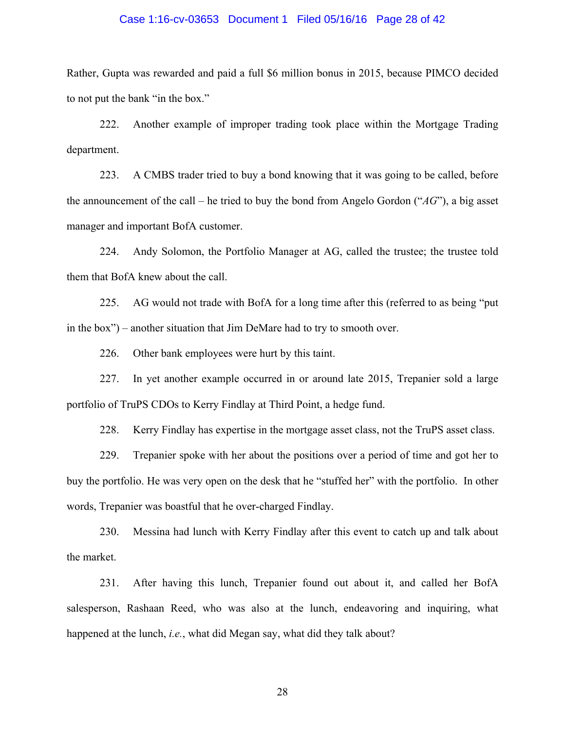Rather, Gupta was rewarded and paid a full $6 million bonus in 2015, because PIMCO decided to not put the bank "in the box."

222. Another example of improper trading took place within the Mortgage Trading department.

223. A CMBS trader tried to buy a bond knowing that it was going to be called, before the announcement of the call – he tried to buy the bond from Angelo Gordon ("*AG*"), a big asset manager and important BofA customer.

224. Andy Solomon, the Portfolio Manager at AG, called the trustee; the trustee told them that BofA knew about the call.

225. AG would not trade with BofA for a long time after this (referred to as being "put in the box") – another situation that Jim DeMare had to try to smooth over.

226. Other bank employees were hurt by this taint.

227. In yet another example occurred in or around late 2015, Trepanier sold a large portfolio of TruPS CDOs to Kerry Findlay at Third Point, a hedge fund.

228. Kerry Findlay has expertise in the mortgage asset class, not the TruPS asset class.

229. Trepanier spoke with her about the positions over a period of time and got her to buy the portfolio. He was very open on the desk that he "stuffed her" with the portfolio. In other words, Trepanier was boastful that he over-charged Findlay.

230. Messina had lunch with Kerry Findlay after this event to catch up and talk about the market.

231. After having this lunch, Trepanier found out about it, and called her BofA salesperson, Rashaan Reed, who was also at the lunch, endeavoring and inquiring, what happened at the lunch, *i.e.*, what did Megan say, what did they talk about?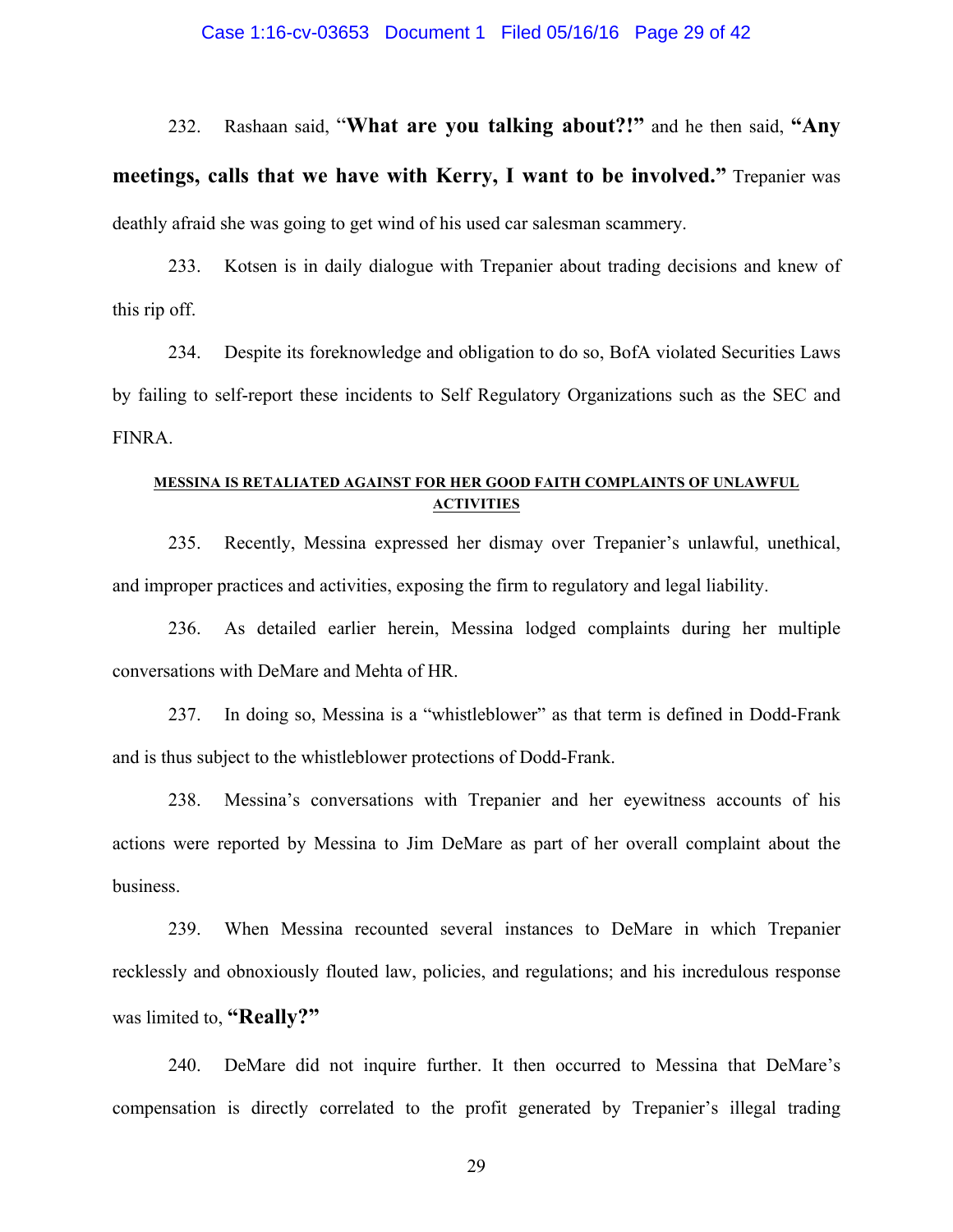232. Rashaan said, "**What are you talking about?!**" and he then said, **"Any meetings, calls that we have with Kerry, I want to be involved."** Trepanier was deathly afraid she was going to get wind of his used car salesman scammery.

233. Kotsen is in daily dialogue with Trepanier about trading decisions and knew of this rip off.

234. Despite its foreknowledge and obligation to do so, BofA violated Securities Laws by failing to self-report these incidents to Self Regulatory Organizations such as the SEC and FINRA.

**MESSINA IS RETALIATED AGAINST FOR HER GOOD FAITH COMPLAINTS OF UNLAWFUL ACTIVITIES**

235. Recently, Messina expressed her dismay over Trepanier's unlawful, unethical, and improper practices and activities, exposing the firm to regulatory and legal liability.

236. As detailed earlier herein, Messina lodged complaints during her multiple conversations with DeMare and Mehta of HR.

237. In doing so, Messina is a "whistleblower" as that term is defined in Dodd-Frank and is thus subject to the whistleblower protections of Dodd-Frank.

238. Messina's conversations with Trepanier and her eyewitness accounts of his actions were reported by Messina to Jim DeMare as part of her overall complaint about the business.

239. When Messina recounted several instances to DeMare in which Trepanier recklessly and obnoxiously flouted law, policies, and regulations; and his incredulous response was limited to, **"Really?"**

240. DeMare did not inquire further. It then occurred to Messina that DeMare's compensation is directly correlated to the profit generated by Trepanier's illegal trading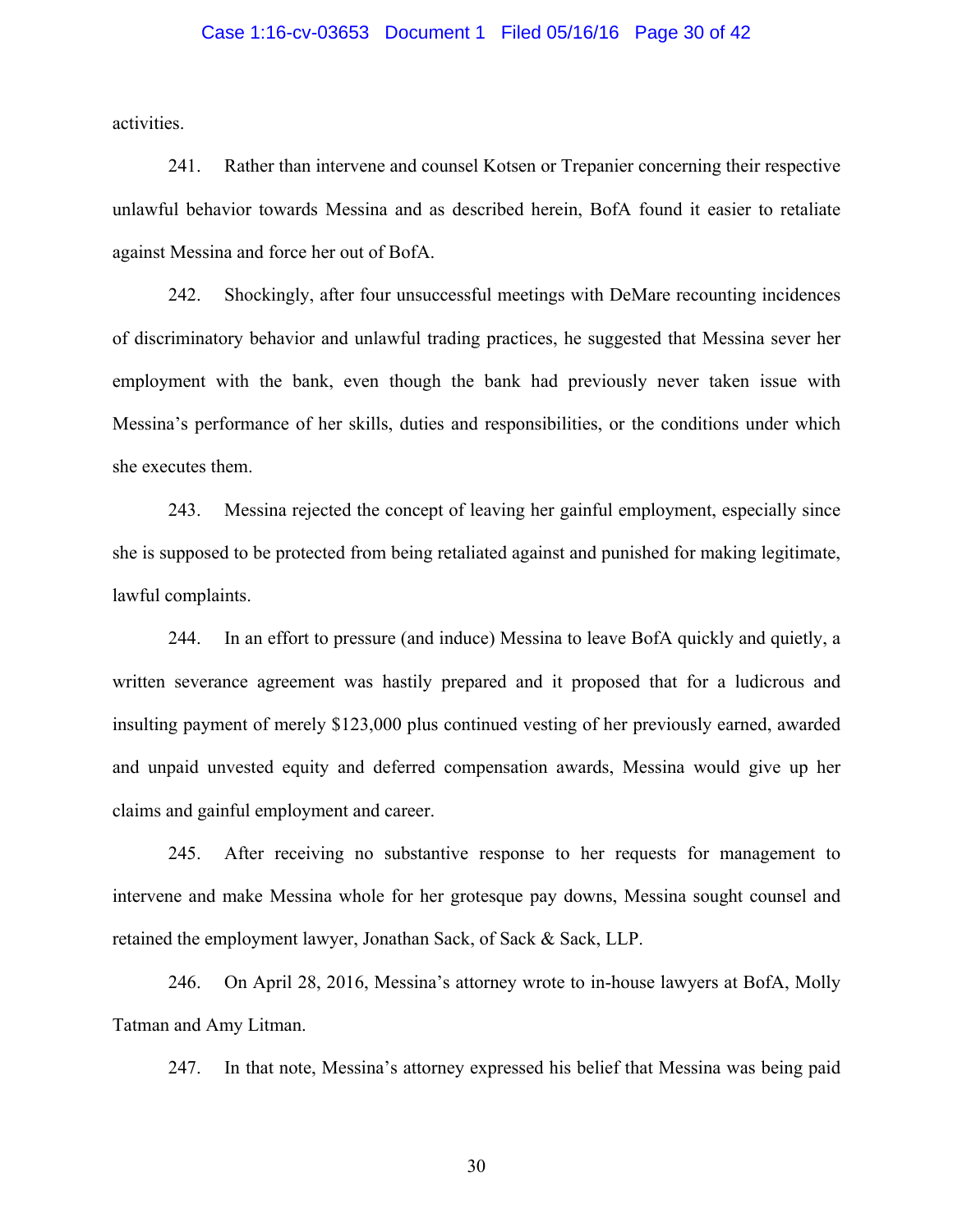activities.

241. Rather than intervene and counsel Kotsen or Trepanier concerning their respective unlawful behavior towards Messina and as described herein, BofA found it easier to retaliate against Messina and force her out of BofA.

242. Shockingly, after four unsuccessful meetings with DeMare recounting incidences of discriminatory behavior and unlawful trading practices, he suggested that Messina sever her employment with the bank, even though the bank had previously never taken issue with Messina's performance of her skills, duties and responsibilities, or the conditions under which she executes them.

243. Messina rejected the concept of leaving her gainful employment, especially since she is supposed to be protected from being retaliated against and punished for making legitimate, lawful complaints.

244. In an effort to pressure (and induce) Messina to leave BofA quickly and quietly, a written severance agreement was hastily prepared and it proposed that for a ludicrous and insulting payment of merely $123,000 plus continued vesting of her previously earned, awarded and unpaid unvested equity and deferred compensation awards, Messina would give up her claims and gainful employment and career.

245. After receiving no substantive response to her requests for management to intervene and make Messina whole for her grotesque pay downs, Messina sought counsel and retained the employment lawyer, Jonathan Sack, of Sack & Sack, LLP.

246. On April 28, 2016, Messina's attorney wrote to in-house lawyers at BofA, Molly Tatman and Amy Litman.

247. In that note, Messina's attorney expressed his belief that Messina was being paid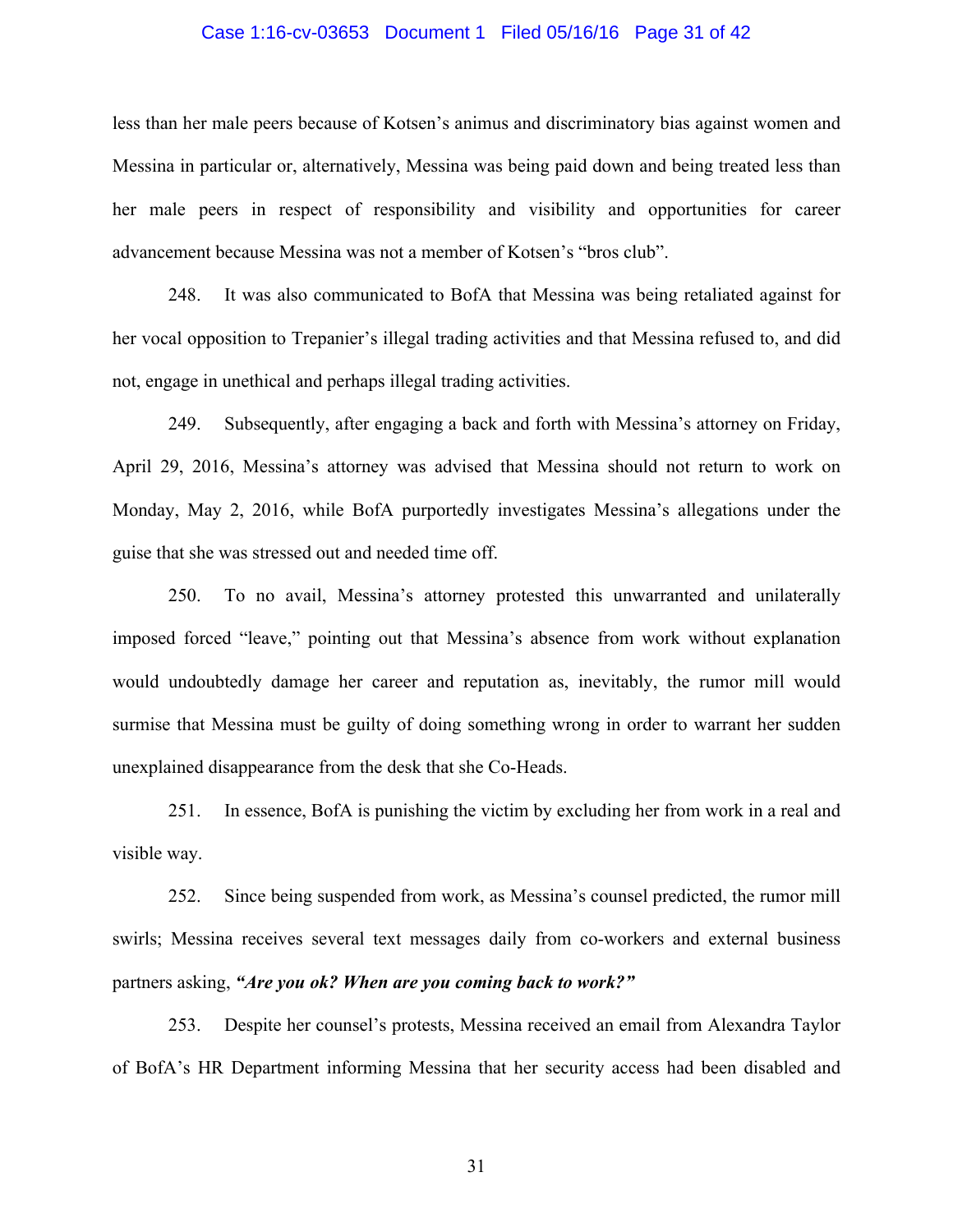less than her male peers because of Kotsen's animus and discriminatory bias against women and Messina in particular or, alternatively, Messina was being paid down and being treated less than her male peers in respect of responsibility and visibility and opportunities for career advancement because Messina was not a member of Kotsen's "bros club".

248. It was also communicated to BofA that Messina was being retaliated against for her vocal opposition to Trepanier's illegal trading activities and that Messina refused to, and did not, engage in unethical and perhaps illegal trading activities.

249. Subsequently, after engaging a back and forth with Messina's attorney on Friday, April 29, 2016, Messina's attorney was advised that Messina should not return to work on Monday, May 2, 2016, while BofA purportedly investigates Messina's allegations under the guise that she was stressed out and needed time off.

250. To no avail, Messina's attorney protested this unwarranted and unilaterally imposed forced "leave," pointing out that Messina's absence from work without explanation would undoubtedly damage her career and reputation as, inevitably, the rumor mill would surmise that Messina must be guilty of doing something wrong in order to warrant her sudden unexplained disappearance from the desk that she Co-Heads.

251. In essence, BofA is punishing the victim by excluding her from work in a real and visible way.

252. Since being suspended from work, as Messina's counsel predicted, the rumor mill swirls; Messina receives several text messages daily from co-workers and external business partners asking, ***"Are you ok? When are you coming back to work?"***

253. Despite her counsel's protests, Messina received an email from Alexandra Taylor of BofA's HR Department informing Messina that her security access had been disabled and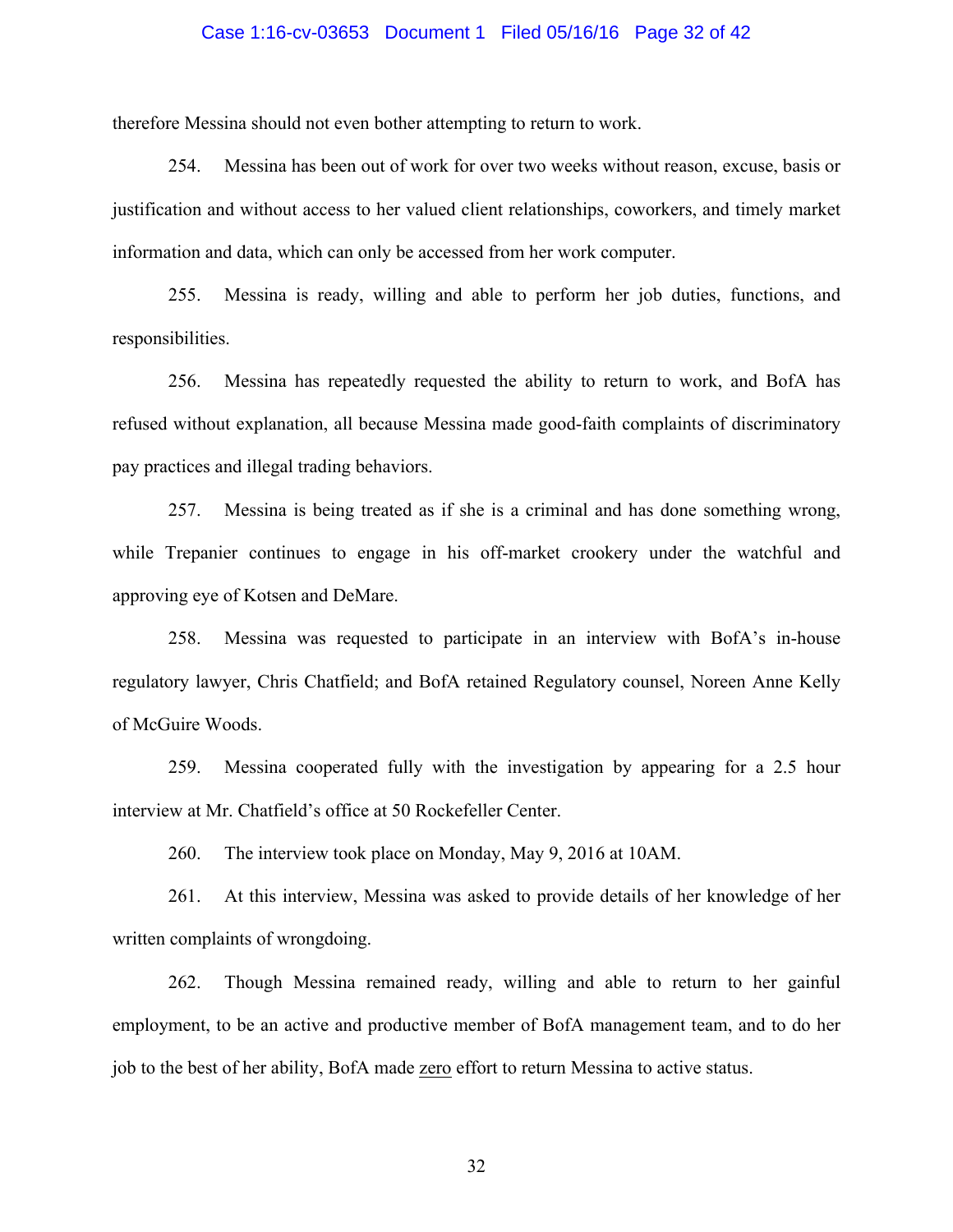therefore Messina should not even bother attempting to return to work.

254. Messina has been out of work for over two weeks without reason, excuse, basis or justification and without access to her valued client relationships, coworkers, and timely market information and data, which can only be accessed from her work computer.

255. Messina is ready, willing and able to perform her job duties, functions, and responsibilities.

256. Messina has repeatedly requested the ability to return to work, and BofA has refused without explanation, all because Messina made good-faith complaints of discriminatory pay practices and illegal trading behaviors.

257. Messina is being treated as if she is a criminal and has done something wrong, while Trepanier continues to engage in his off-market crookery under the watchful and approving eye of Kotsen and DeMare.

258. Messina was requested to participate in an interview with BofA's in-house regulatory lawyer, Chris Chatfield; and BofA retained Regulatory counsel, Noreen Anne Kelly of McGuire Woods.

259. Messina cooperated fully with the investigation by appearing for a 2.5 hour interview at Mr. Chatfield's office at 50 Rockefeller Center.

260. The interview took place on Monday, May 9, 2016 at 10AM.

261. At this interview, Messina was asked to provide details of her knowledge of her written complaints of wrongdoing.

262. Though Messina remained ready, willing and able to return to her gainful employment, to be an active and productive member of BofA management team, and to do her job to the best of her ability, BofA made <u>zero</u> effort to return Messina to active status.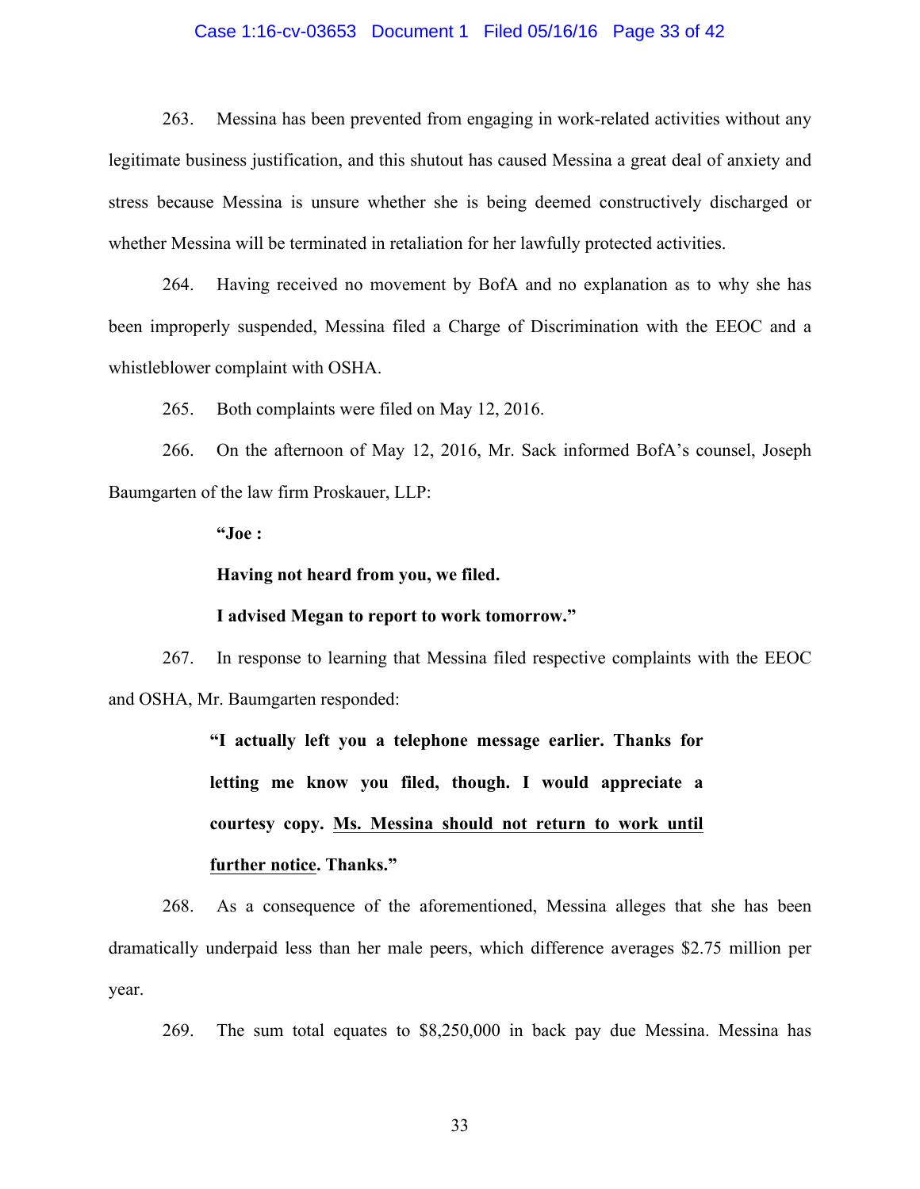263. Messina has been prevented from engaging in work-related activities without any legitimate business justification, and this shutout has caused Messina a great deal of anxiety and stress because Messina is unsure whether she is being deemed constructively discharged or whether Messina will be terminated in retaliation for her lawfully protected activities.

264. Having received no movement by BofA and no explanation as to why she has been improperly suspended, Messina filed a Charge of Discrimination with the EEOC and a whistleblower complaint with OSHA.

265. Both complaints were filed on May 12, 2016.

266. On the afternoon of May 12, 2016, Mr. Sack informed BofA's counsel, Joseph Baumgarten of the law firm Proskauer, LLP:

> **"Joe :**
>
> **Having not heard from you, we filed.**
>
> **I advised Megan to report to work tomorrow."**

267. In response to learning that Messina filed respective complaints with the EEOC and OSHA, Mr. Baumgarten responded:

> **"I actually left you a telephone message earlier. Thanks for letting me know you filed, though. I would appreciate a courtesy copy. <u>Ms. Messina should not return to work until further notice</u>. Thanks."**

268. As a consequence of the aforementioned, Messina alleges that she has been dramatically underpaid less than her male peers, which difference averages $2.75 million per year.

269. The sum total equates to $8,250,000 in back pay due Messina. Messina has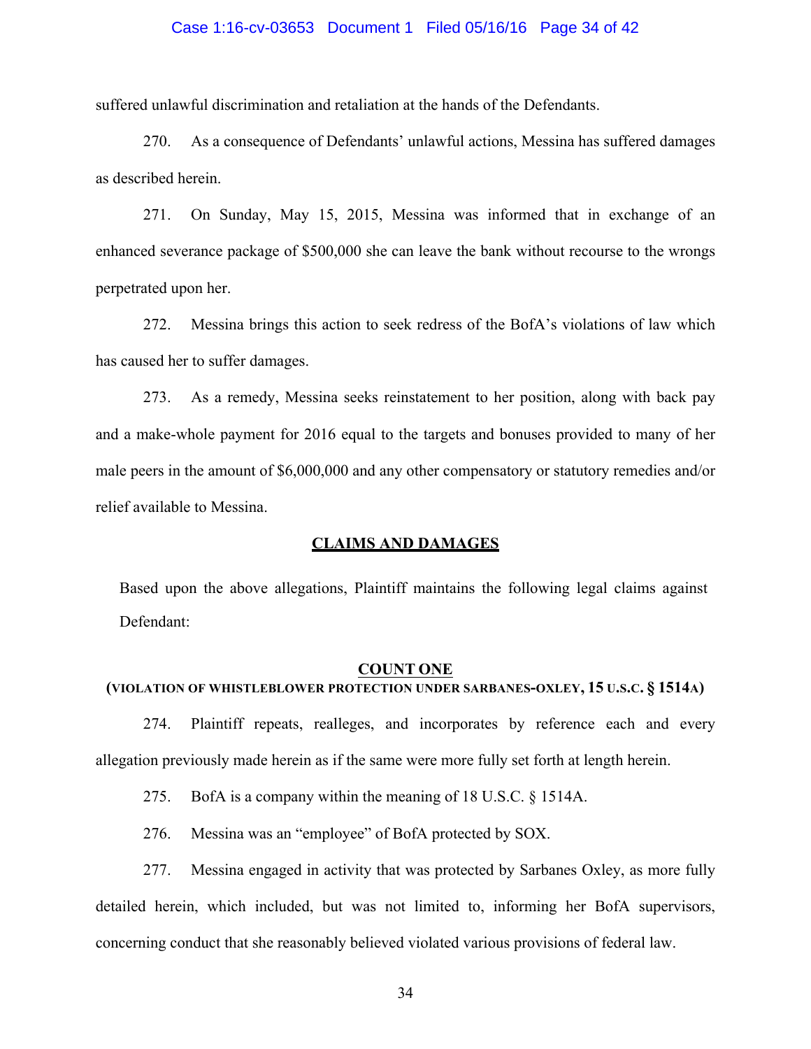suffered unlawful discrimination and retaliation at the hands of the Defendants.

270. As a consequence of Defendants' unlawful actions, Messina has suffered damages as described herein.

271. On Sunday, May 15, 2015, Messina was informed that in exchange of an enhanced severance package of $500,000 she can leave the bank without recourse to the wrongs perpetrated upon her.

272. Messina brings this action to seek redress of the BofA's violations of law which has caused her to suffer damages.

273. As a remedy, Messina seeks reinstatement to her position, along with back pay and a make-whole payment for 2016 equal to the targets and bonuses provided to many of her male peers in the amount of $6,000,000 and any other compensatory or statutory remedies and/or relief available to Messina.

## CLAIMS AND DAMAGES

Based upon the above allegations, Plaintiff maintains the following legal claims against Defendant:

### COUNT ONE
**(VIOLATION OF WHISTLEBLOWER PROTECTION UNDER SARBANES-OXLEY, 15 U.S.C. § 1514A)**

274. Plaintiff repeats, realleges, and incorporates by reference each and every allegation previously made herein as if the same were more fully set forth at length herein.

275. BofA is a company within the meaning of 18 U.S.C. § 1514A.

276. Messina was an "employee" of BofA protected by SOX.

277. Messina engaged in activity that was protected by Sarbanes Oxley, as more fully detailed herein, which included, but was not limited to, informing her BofA supervisors, concerning conduct that she reasonably believed violated various provisions of federal law.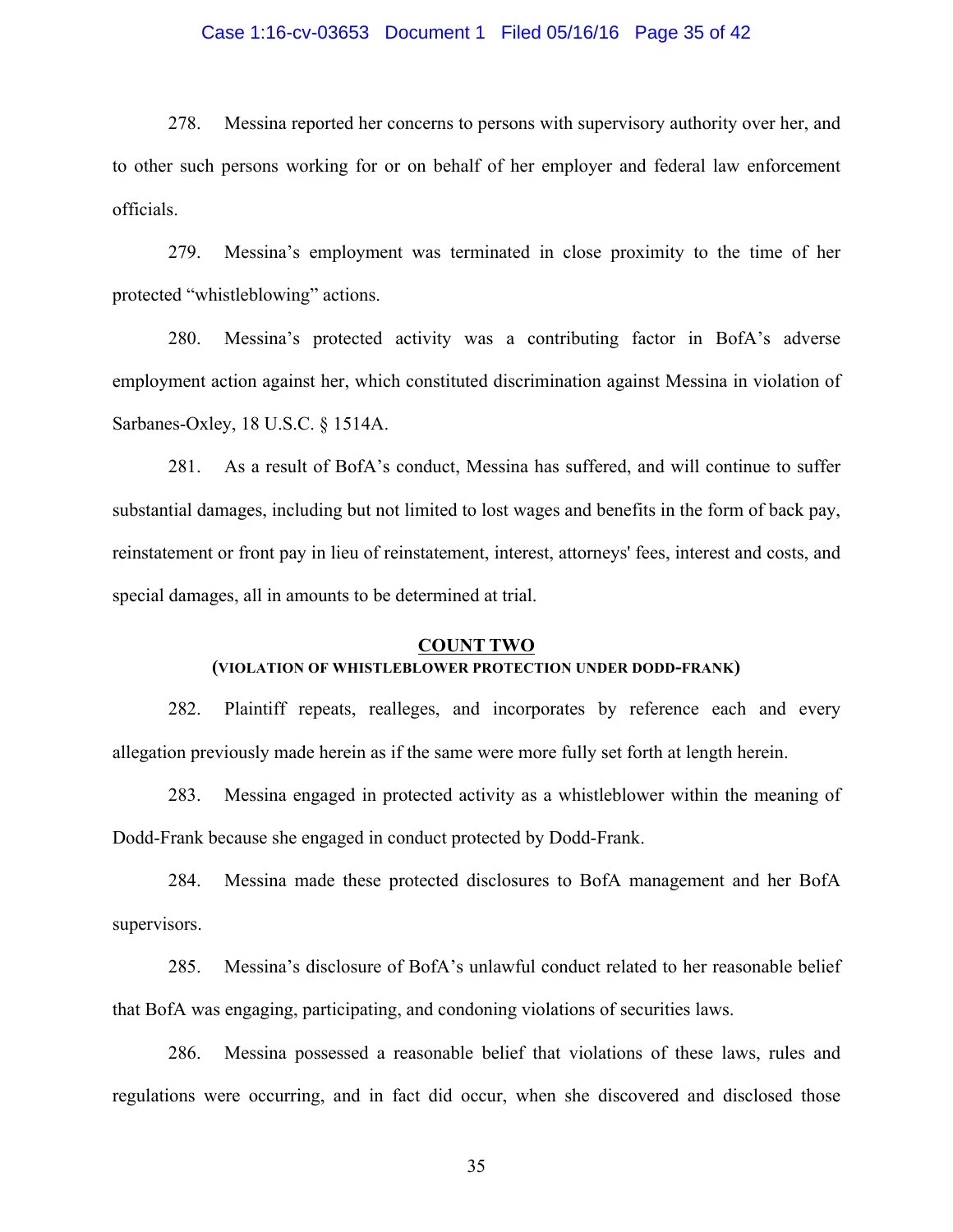278. Messina reported her concerns to persons with supervisory authority over her, and to other such persons working for or on behalf of her employer and federal law enforcement officials.

279. Messina's employment was terminated in close proximity to the time of her protected "whistleblowing" actions.

280. Messina's protected activity was a contributing factor in BofA's adverse employment action against her, which constituted discrimination against Messina in violation of Sarbanes-Oxley, 18 U.S.C. § 1514A.

281. As a result of BofA's conduct, Messina has suffered, and will continue to suffer substantial damages, including but not limited to lost wages and benefits in the form of back pay, reinstatement or front pay in lieu of reinstatement, interest, attorneys' fees, interest and costs, and special damages, all in amounts to be determined at trial.

## COUNT TWO
### (VIOLATION OF WHISTLEBLOWER PROTECTION UNDER DODD-FRANK)

282. Plaintiff repeats, realleges, and incorporates by reference each and every allegation previously made herein as if the same were more fully set forth at length herein.

283. Messina engaged in protected activity as a whistleblower within the meaning of Dodd-Frank because she engaged in conduct protected by Dodd-Frank.

284. Messina made these protected disclosures to BofA management and her BofA supervisors.

285. Messina's disclosure of BofA's unlawful conduct related to her reasonable belief that BofA was engaging, participating, and condoning violations of securities laws.

286. Messina possessed a reasonable belief that violations of these laws, rules and regulations were occurring, and in fact did occur, when she discovered and disclosed those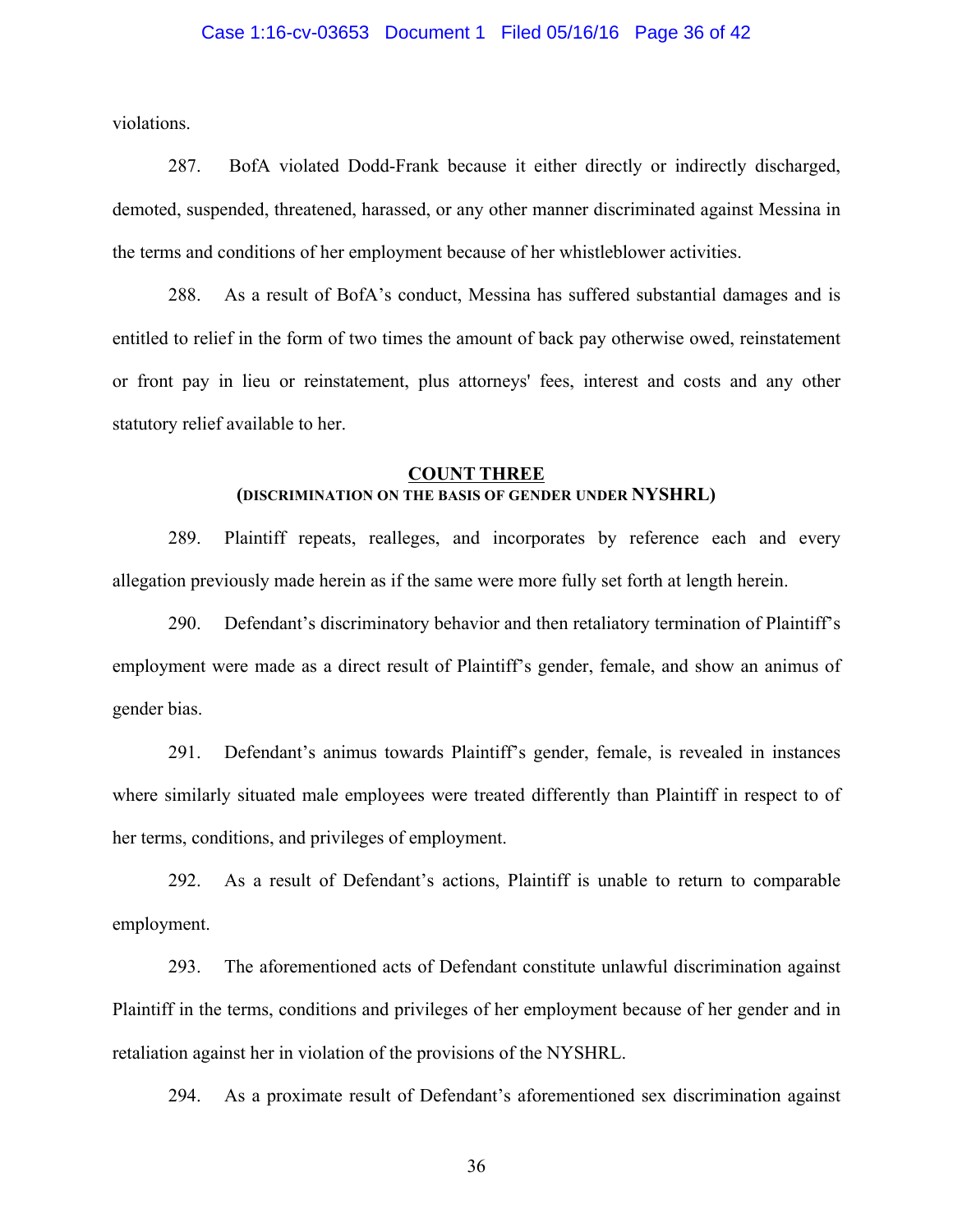violations.

287. BofA violated Dodd-Frank because it either directly or indirectly discharged, demoted, suspended, threatened, harassed, or any other manner discriminated against Messina in the terms and conditions of her employment because of her whistleblower activities.

288. As a result of BofA's conduct, Messina has suffered substantial damages and is entitled to relief in the form of two times the amount of back pay otherwise owed, reinstatement or front pay in lieu or reinstatement, plus attorneys' fees, interest and costs and any other statutory relief available to her.

## COUNT THREE
### (DISCRIMINATION ON THE BASIS OF GENDER UNDER NYSHRL)

289. Plaintiff repeats, realleges, and incorporates by reference each and every allegation previously made herein as if the same were more fully set forth at length herein.

290. Defendant's discriminatory behavior and then retaliatory termination of Plaintiff's employment were made as a direct result of Plaintiff's gender, female, and show an animus of gender bias.

291. Defendant's animus towards Plaintiff's gender, female, is revealed in instances where similarly situated male employees were treated differently than Plaintiff in respect to of her terms, conditions, and privileges of employment.

292. As a result of Defendant's actions, Plaintiff is unable to return to comparable employment.

293. The aforementioned acts of Defendant constitute unlawful discrimination against Plaintiff in the terms, conditions and privileges of her employment because of her gender and in retaliation against her in violation of the provisions of the NYSHRL.

294. As a proximate result of Defendant's aforementioned sex discrimination against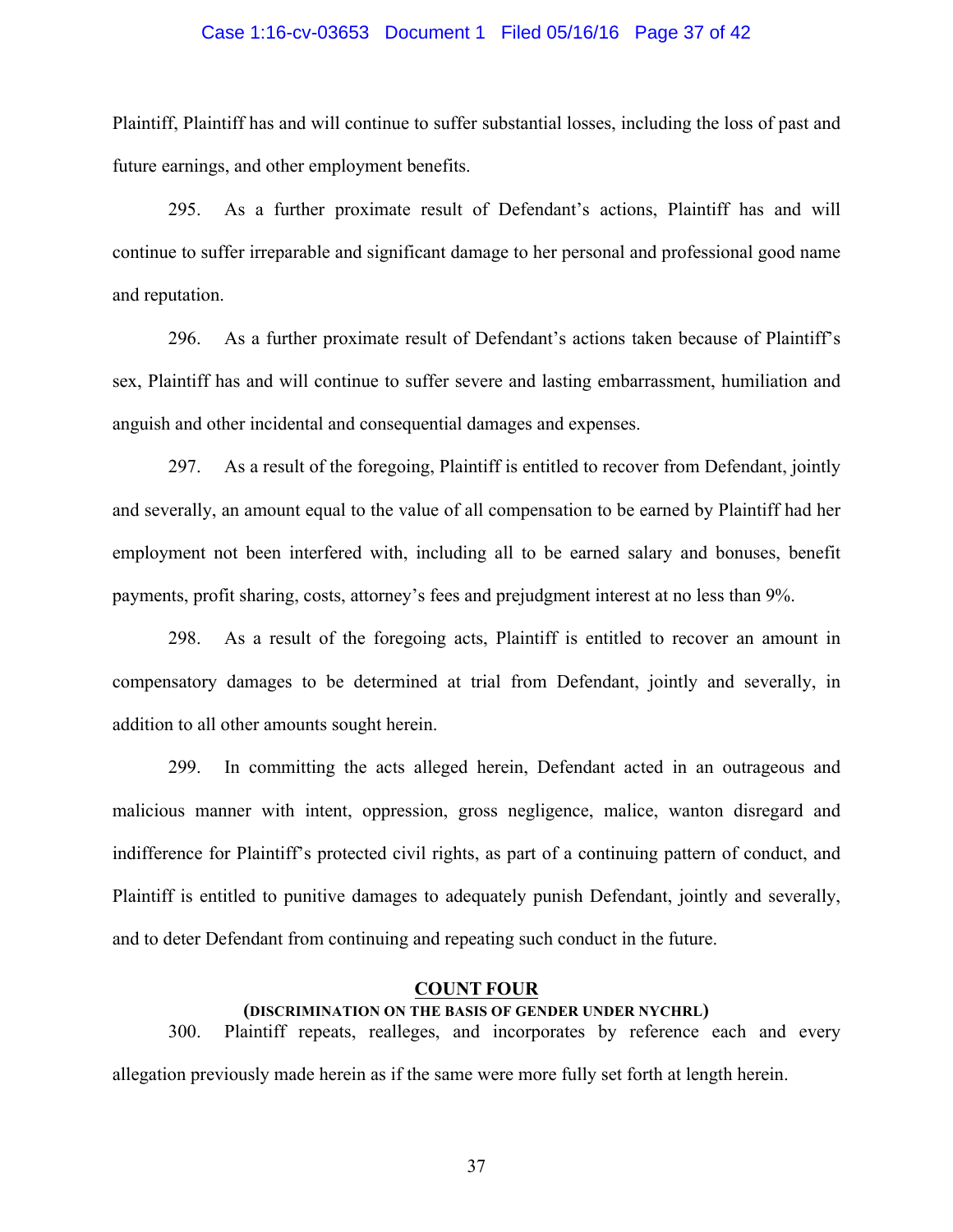Plaintiff, Plaintiff has and will continue to suffer substantial losses, including the loss of past and future earnings, and other employment benefits.

295. As a further proximate result of Defendant's actions, Plaintiff has and will continue to suffer irreparable and significant damage to her personal and professional good name and reputation.

296. As a further proximate result of Defendant's actions taken because of Plaintiff's sex, Plaintiff has and will continue to suffer severe and lasting embarrassment, humiliation and anguish and other incidental and consequential damages and expenses.

297. As a result of the foregoing, Plaintiff is entitled to recover from Defendant, jointly and severally, an amount equal to the value of all compensation to be earned by Plaintiff had her employment not been interfered with, including all to be earned salary and bonuses, benefit payments, profit sharing, costs, attorney's fees and prejudgment interest at no less than 9%.

298. As a result of the foregoing acts, Plaintiff is entitled to recover an amount in compensatory damages to be determined at trial from Defendant, jointly and severally, in addition to all other amounts sought herein.

299. In committing the acts alleged herein, Defendant acted in an outrageous and malicious manner with intent, oppression, gross negligence, malice, wanton disregard and indifference for Plaintiff's protected civil rights, as part of a continuing pattern of conduct, and Plaintiff is entitled to punitive damages to adequately punish Defendant, jointly and severally, and to deter Defendant from continuing and repeating such conduct in the future.

## COUNT FOUR

**(DISCRIMINATION ON THE BASIS OF GENDER UNDER NYCHRL)**

300. Plaintiff repeats, realleges, and incorporates by reference each and every allegation previously made herein as if the same were more fully set forth at length herein.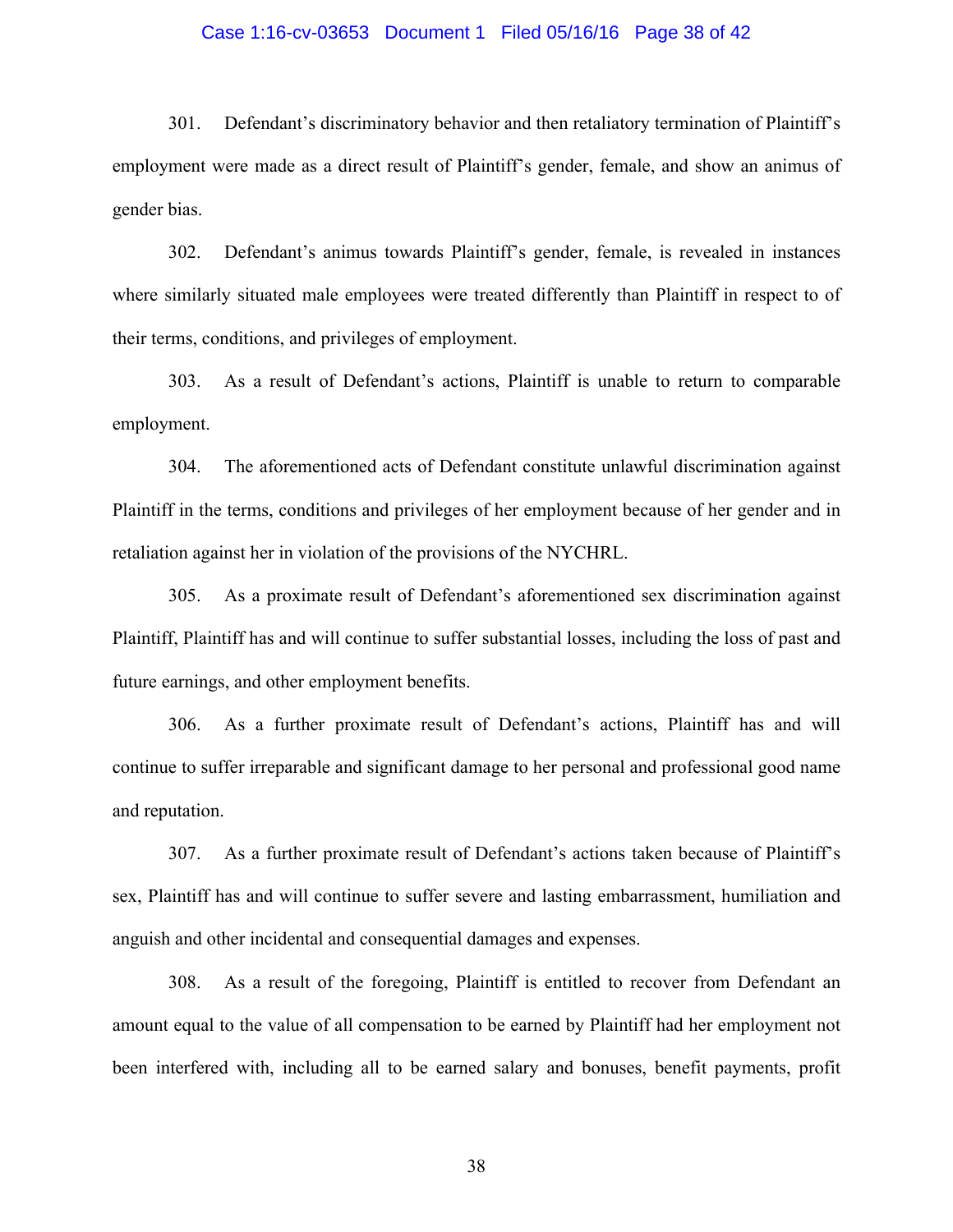301. Defendant's discriminatory behavior and then retaliatory termination of Plaintiff's employment were made as a direct result of Plaintiff's gender, female, and show an animus of gender bias.

302. Defendant's animus towards Plaintiff's gender, female, is revealed in instances where similarly situated male employees were treated differently than Plaintiff in respect to of their terms, conditions, and privileges of employment.

303. As a result of Defendant's actions, Plaintiff is unable to return to comparable employment.

304. The aforementioned acts of Defendant constitute unlawful discrimination against Plaintiff in the terms, conditions and privileges of her employment because of her gender and in retaliation against her in violation of the provisions of the NYCHRL.

305. As a proximate result of Defendant's aforementioned sex discrimination against Plaintiff, Plaintiff has and will continue to suffer substantial losses, including the loss of past and future earnings, and other employment benefits.

306. As a further proximate result of Defendant's actions, Plaintiff has and will continue to suffer irreparable and significant damage to her personal and professional good name and reputation.

307. As a further proximate result of Defendant's actions taken because of Plaintiff's sex, Plaintiff has and will continue to suffer severe and lasting embarrassment, humiliation and anguish and other incidental and consequential damages and expenses.

308. As a result of the foregoing, Plaintiff is entitled to recover from Defendant an amount equal to the value of all compensation to be earned by Plaintiff had her employment not been interfered with, including all to be earned salary and bonuses, benefit payments, profit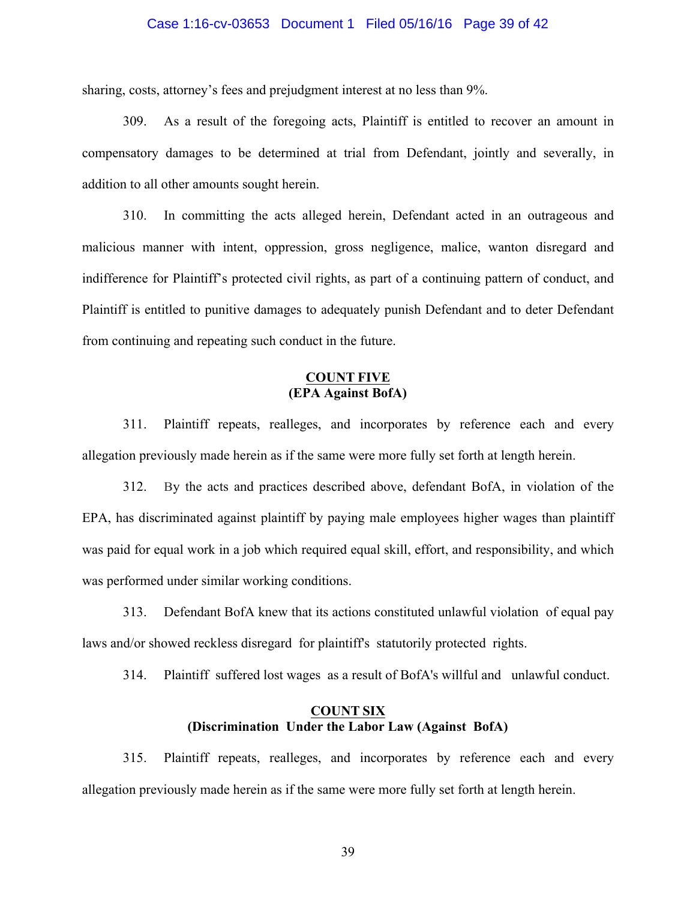sharing, costs, attorney's fees and prejudgment interest at no less than 9%.

309. As a result of the foregoing acts, Plaintiff is entitled to recover an amount in compensatory damages to be determined at trial from Defendant, jointly and severally, in addition to all other amounts sought herein.

310. In committing the acts alleged herein, Defendant acted in an outrageous and malicious manner with intent, oppression, gross negligence, malice, wanton disregard and indifference for Plaintiff's protected civil rights, as part of a continuing pattern of conduct, and Plaintiff is entitled to punitive damages to adequately punish Defendant and to deter Defendant from continuing and repeating such conduct in the future.

**COUNT FIVE**
**(EPA Against BofA)**

311. Plaintiff repeats, realleges, and incorporates by reference each and every allegation previously made herein as if the same were more fully set forth at length herein.

312. By the acts and practices described above, defendant BofA, in violation of the EPA, has discriminated against plaintiff by paying male employees higher wages than plaintiff was paid for equal work in a job which required equal skill, effort, and responsibility, and which was performed under similar working conditions.

313. Defendant BofA knew that its actions constituted unlawful violation of equal pay laws and/or showed reckless disregard for plaintiff's statutorily protected rights.

314. Plaintiff suffered lost wages as a result of BofA's willful and unlawful conduct.

**COUNT SIX**
**(Discrimination Under the Labor Law (Against BofA)**

315. Plaintiff repeats, realleges, and incorporates by reference each and every allegation previously made herein as if the same were more fully set forth at length herein.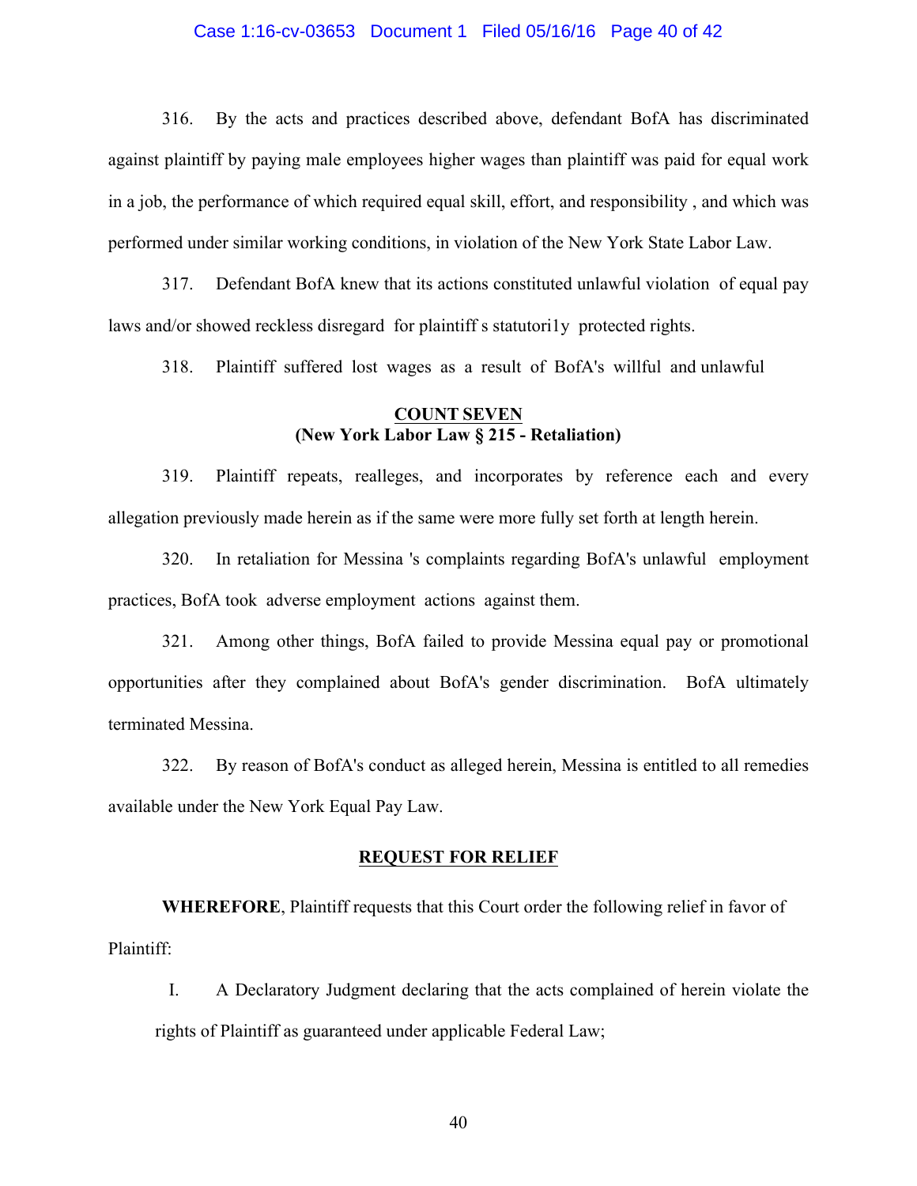316. By the acts and practices described above, defendant BofA has discriminated against plaintiff by paying male employees higher wages than plaintiff was paid for equal work in a job, the performance of which required equal skill, effort, and responsibility , and which was performed under similar working conditions, in violation of the New York State Labor Law.

317. Defendant BofA knew that its actions constituted unlawful violation of equal pay laws and/or showed reckless disregard for plaintiff s statutori1y protected rights.

318. Plaintiff suffered lost wages as a result of BofA's willful and unlawful

**COUNT SEVEN**
**(New York Labor Law § 215 - Retaliation)**

319. Plaintiff repeats, realleges, and incorporates by reference each and every allegation previously made herein as if the same were more fully set forth at length herein.

320. In retaliation for Messina 's complaints regarding BofA's unlawful employment practices, BofA took adverse employment actions against them.

321. Among other things, BofA failed to provide Messina equal pay or promotional opportunities after they complained about BofA's gender discrimination. BofA ultimately terminated Messina.

322. By reason of BofA's conduct as alleged herein, Messina is entitled to all remedies available under the New York Equal Pay Law.

**REQUEST FOR RELIEF**

**WHEREFORE**, Plaintiff requests that this Court order the following relief in favor of Plaintiff:

I. A Declaratory Judgment declaring that the acts complained of herein violate the rights of Plaintiff as guaranteed under applicable Federal Law;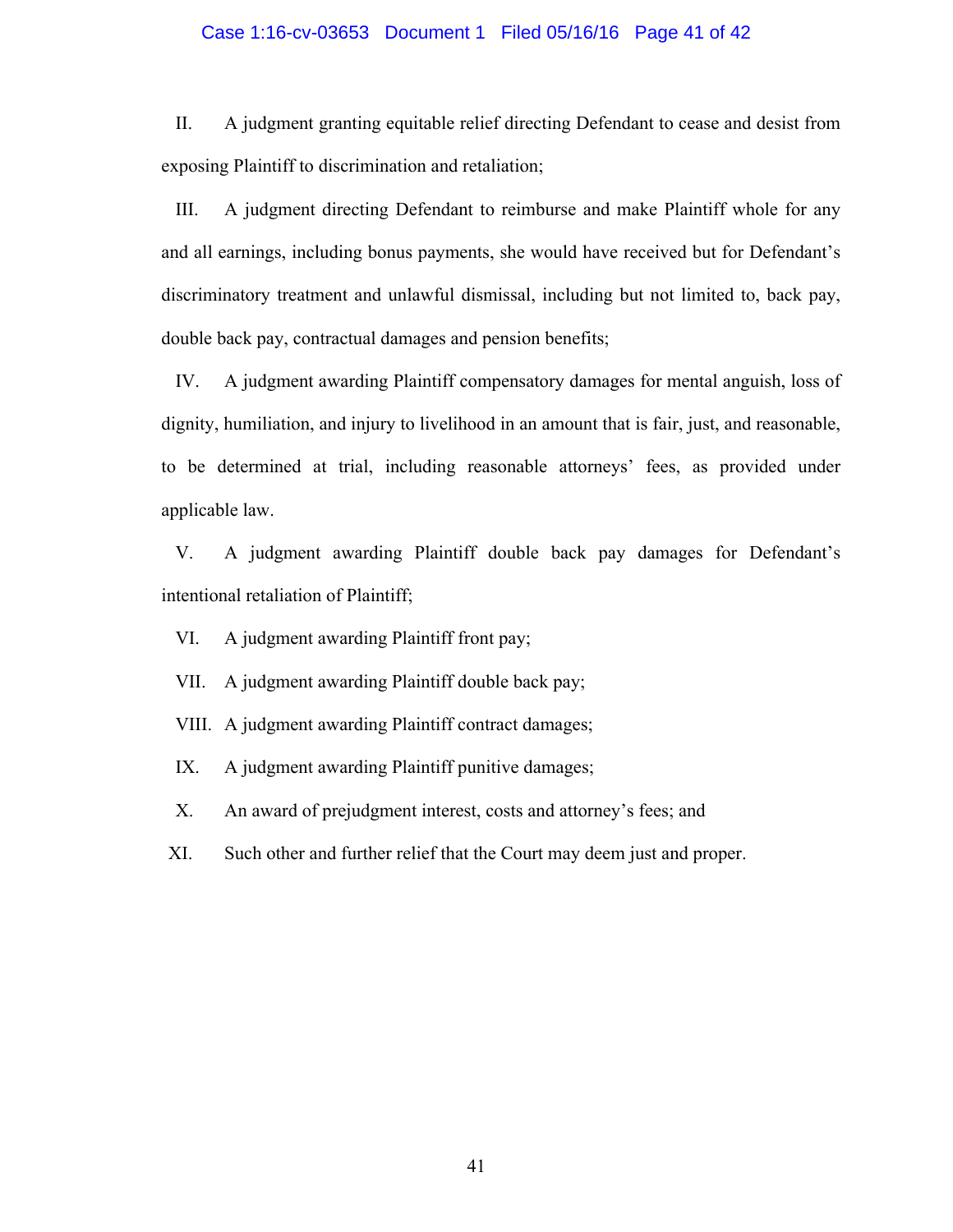II. A judgment granting equitable relief directing Defendant to cease and desist from exposing Plaintiff to discrimination and retaliation;

III. A judgment directing Defendant to reimburse and make Plaintiff whole for any and all earnings, including bonus payments, she would have received but for Defendant's discriminatory treatment and unlawful dismissal, including but not limited to, back pay, double back pay, contractual damages and pension benefits;

IV. A judgment awarding Plaintiff compensatory damages for mental anguish, loss of dignity, humiliation, and injury to livelihood in an amount that is fair, just, and reasonable, to be determined at trial, including reasonable attorneys' fees, as provided under applicable law.

V. A judgment awarding Plaintiff double back pay damages for Defendant's intentional retaliation of Plaintiff;

VI. A judgment awarding Plaintiff front pay;

VII. A judgment awarding Plaintiff double back pay;

VIII. A judgment awarding Plaintiff contract damages;

IX. A judgment awarding Plaintiff punitive damages;

X. An award of prejudgment interest, costs and attorney's fees; and

XI. Such other and further relief that the Court may deem just and proper.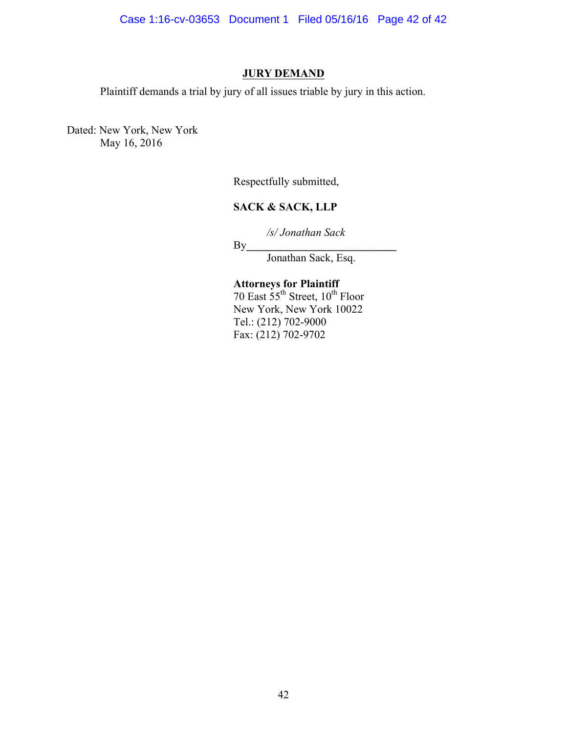## JURY DEMAND

Plaintiff demands a trial by jury of all issues triable by jury in this action.

Dated: New York, New York
May 16, 2016

Respectfully submitted,

**SACK & SACK, LLP**

*/s/ Jonathan Sack*

By______________________________
Jonathan Sack, Esq.

**Attorneys for Plaintiff**
70 East 55th Street, 10th Floor
New York, New York 10022
Tel.: (212) 702-9000
Fax: (212) 702-9702